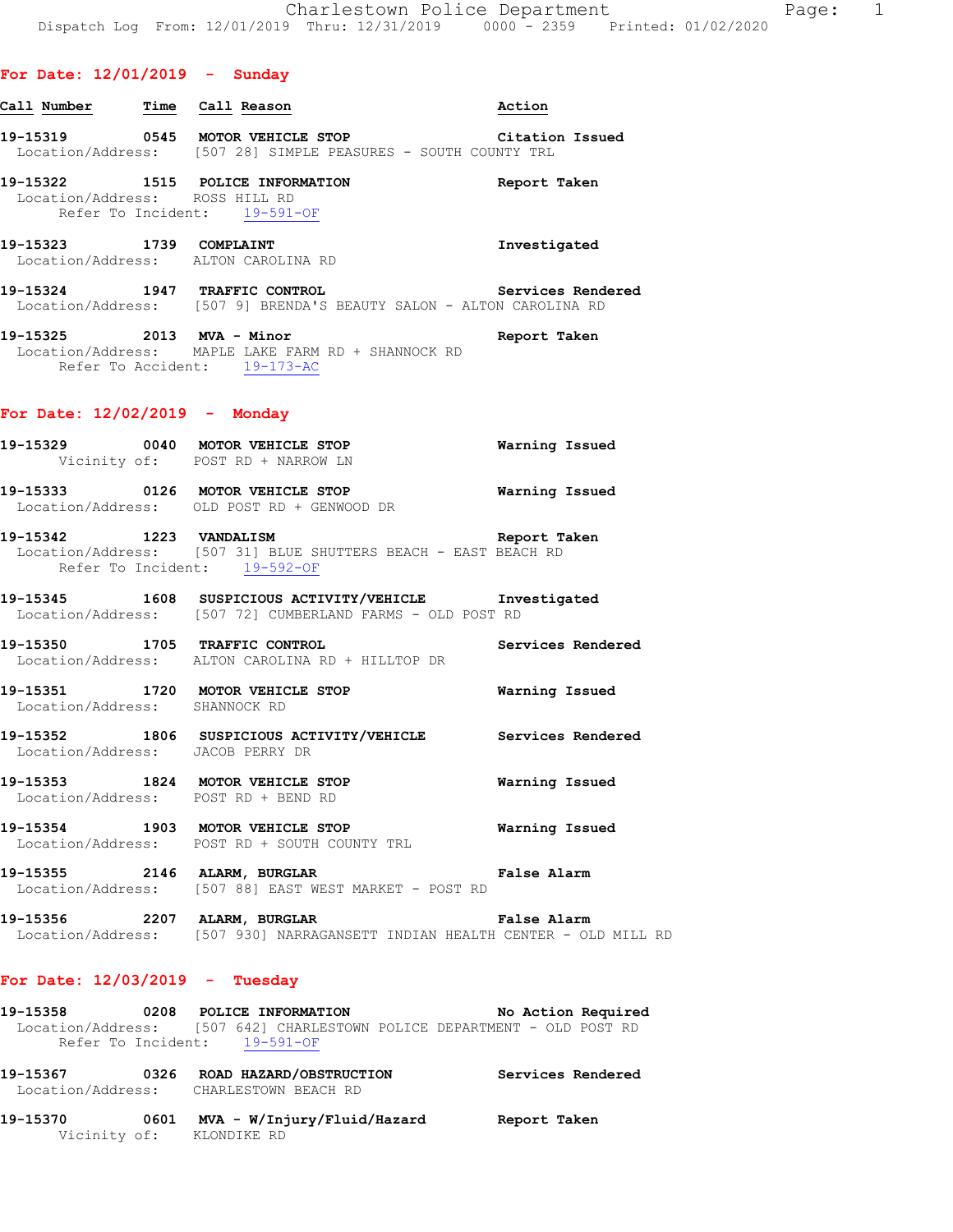# Charlestown Police Department

Dispatch Log From: 12/01/2019 Thru: 12/31/2019 0000 - 2359 Printed: 01/02/2020

## For Date: 12/01/2019 - Sunday

| Call Number | Time | Call Reason | Action |
|---|---|---|---|
| 19-15319 | 0545 | MOTOR VEHICLE STOP | Citation Issued |

Location/Address: [507 28] SIMPLE PEASURES - SOUTH COUNTY TRL

**19-15322** 1515 **POLICE INFORMATION** — Report Taken
Location/Address: ROSS HILL RD
Refer To Incident: 19-591-OF

**19-15323** 1739 **COMPLAINT** — Investigated
Location/Address: ALTON CAROLINA RD

**19-15324** 1947 **TRAFFIC CONTROL** — Services Rendered
Location/Address: [507 9] BRENDA'S BEAUTY SALON - ALTON CAROLINA RD

**19-15325** 2013 **MVA - Minor** — Report Taken
Location/Address: MAPLE LAKE FARM RD + SHANNOCK RD
Refer To Accident: 19-173-AC

## For Date: 12/02/2019 - Monday

**19-15329** 0040 **MOTOR VEHICLE STOP** — Warning Issued
Vicinity of: POST RD + NARROW LN

**19-15333** 0126 **MOTOR VEHICLE STOP** — Warning Issued
Location/Address: OLD POST RD + GENWOOD DR

**19-15342** 1223 **VANDALISM** — Report Taken
Location/Address: [507 31] BLUE SHUTTERS BEACH - EAST BEACH RD
Refer To Incident: 19-592-OF

**19-15345** 1608 **SUSPICIOUS ACTIVITY/VEHICLE** — Investigated
Location/Address: [507 72] CUMBERLAND FARMS - OLD POST RD

**19-15350** 1705 **TRAFFIC CONTROL** — Services Rendered
Location/Address: ALTON CAROLINA RD + HILLTOP DR

**19-15351** 1720 **MOTOR VEHICLE STOP** — Warning Issued
Location/Address: SHANNOCK RD

**19-15352** 1806 **SUSPICIOUS ACTIVITY/VEHICLE** — Services Rendered
Location/Address: JACOB PERRY DR

**19-15353** 1824 **MOTOR VEHICLE STOP** — Warning Issued
Location/Address: POST RD + BEND RD

**19-15354** 1903 **MOTOR VEHICLE STOP** — Warning Issued
Location/Address: POST RD + SOUTH COUNTY TRL

**19-15355** 2146 **ALARM, BURGLAR** — False Alarm
Location/Address: [507 88] EAST WEST MARKET - POST RD

**19-15356** 2207 **ALARM, BURGLAR** — False Alarm
Location/Address: [507 930] NARRAGANSETT INDIAN HEALTH CENTER - OLD MILL RD

## For Date: 12/03/2019 - Tuesday

**19-15358** 0208 **POLICE INFORMATION** — No Action Required
Location/Address: [507 642] CHARLESTOWN POLICE DEPARTMENT - OLD POST RD
Refer To Incident: 19-591-OF

**19-15367** 0326 **ROAD HAZARD/OBSTRUCTION** — Services Rendered
Location/Address: CHARLESTOWN BEACH RD

**19-15370** 0601 **MVA - W/Injury/Fluid/Hazard** — Report Taken
Vicinity of: KLONDIKE RD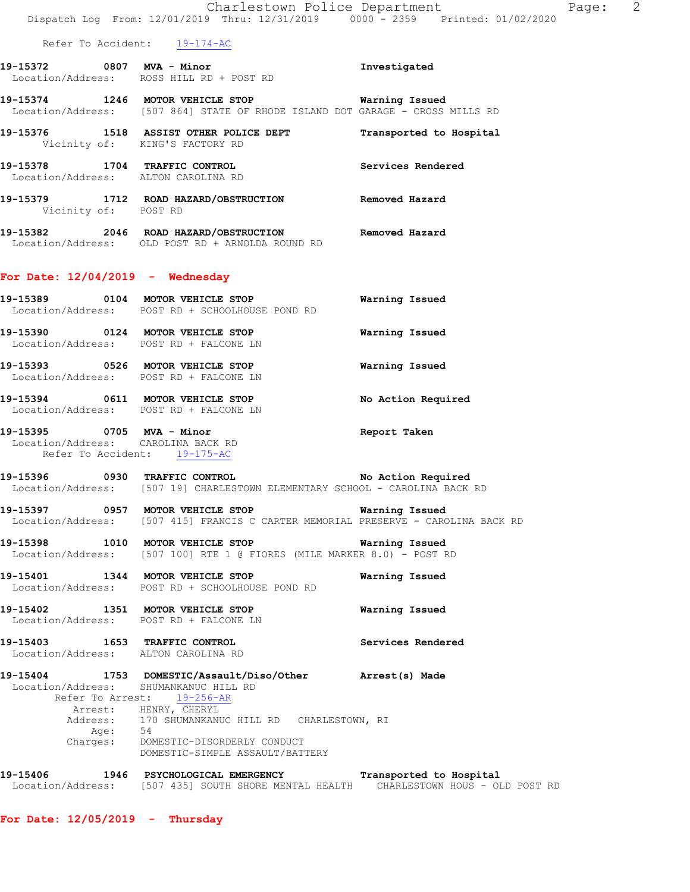Refer To Accident: 19-174-AC

**19-15372 0807 MVA - Minor** — **Investigated**
Location/Address: ROSS HILL RD + POST RD

**19-15374 1246 MOTOR VEHICLE STOP** — **Warning Issued**
Location/Address: [507 864] STATE OF RHODE ISLAND DOT GARAGE - CROSS MILLS RD

**19-15376 1518 ASSIST OTHER POLICE DEPT** — **Transported to Hospital**
Vicinity of: KING'S FACTORY RD

**19-15378 1704 TRAFFIC CONTROL** — **Services Rendered**
Location/Address: ALTON CAROLINA RD

**19-15379 1712 ROAD HAZARD/OBSTRUCTION** — **Removed Hazard**
Vicinity of: POST RD

**19-15382 2046 ROAD HAZARD/OBSTRUCTION** — **Removed Hazard**
Location/Address: OLD POST RD + ARNOLDA ROUND RD

## For Date: 12/04/2019 - Wednesday

**19-15389 0104 MOTOR VEHICLE STOP** — **Warning Issued**
Location/Address: POST RD + SCHOOLHOUSE POND RD

**19-15390 0124 MOTOR VEHICLE STOP** — **Warning Issued**
Location/Address: POST RD + FALCONE LN

**19-15393 0526 MOTOR VEHICLE STOP** — **Warning Issued**
Location/Address: POST RD + FALCONE LN

**19-15394 0611 MOTOR VEHICLE STOP** — **No Action Required**
Location/Address: POST RD + FALCONE LN

**19-15395 0705 MVA - Minor** — **Report Taken**
Location/Address: CAROLINA BACK RD
Refer To Accident: 19-175-AC

**19-15396 0930 TRAFFIC CONTROL** — **No Action Required**
Location/Address: [507 19] CHARLESTOWN ELEMENTARY SCHOOL - CAROLINA BACK RD

**19-15397 0957 MOTOR VEHICLE STOP** — **Warning Issued**
Location/Address: [507 415] FRANCIS C CARTER MEMORIAL PRESERVE - CAROLINA BACK RD

**19-15398 1010 MOTOR VEHICLE STOP** — **Warning Issued**
Location/Address: [507 100] RTE 1 @ FIORES (MILE MARKER 8.0) - POST RD

**19-15401 1344 MOTOR VEHICLE STOP** — **Warning Issued**
Location/Address: POST RD + SCHOOLHOUSE POND RD

**19-15402 1351 MOTOR VEHICLE STOP** — **Warning Issued**
Location/Address: POST RD + FALCONE LN

**19-15403 1653 TRAFFIC CONTROL** — **Services Rendered**
Location/Address: ALTON CAROLINA RD

**19-15404 1753 DOMESTIC/Assault/Diso/Other** — **Arrest(s) Made**
Location/Address: SHUMANKANUC HILL RD
Refer To Arrest: 19-256-AR
Arrest: HENRY, CHERYL
Address: 170 SHUMANKANUC HILL RD CHARLESTOWN, RI
Age: 54
Charges: DOMESTIC-DISORDERLY CONDUCT
DOMESTIC-SIMPLE ASSAULT/BATTERY

**19-15406 1946 PSYCHOLOGICAL EMERGENCY** — **Transported to Hospital**
Location/Address: [507 435] SOUTH SHORE MENTAL HEALTH CHARLESTOWN HOUS - OLD POST RD

## For Date: 12/05/2019 - Thursday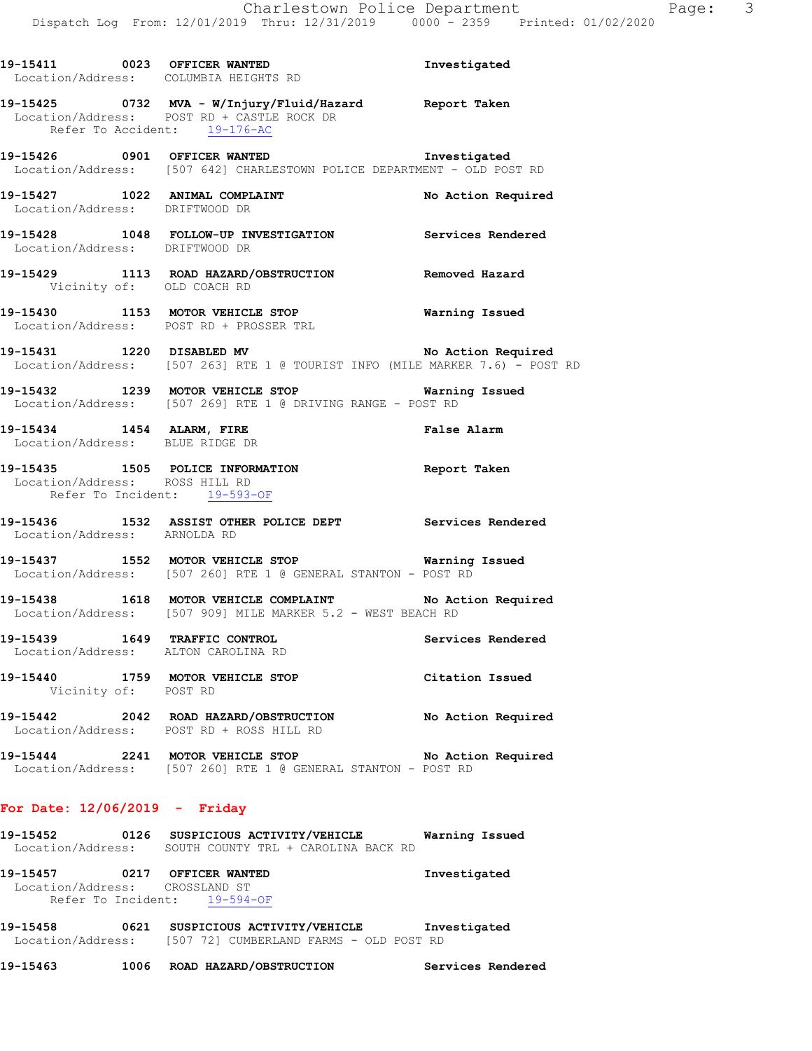19-15411 0023 OFFICER WANTED Investigated
Location/Address: COLUMBIA HEIGHTS RD

19-15425 0732 MVA - W/Injury/Fluid/Hazard Report Taken
Location/Address: POST RD + CASTLE ROCK DR
Refer To Accident: 19-176-AC

19-15426 0901 OFFICER WANTED Investigated
Location/Address: [507 642] CHARLESTOWN POLICE DEPARTMENT - OLD POST RD

19-15427 1022 ANIMAL COMPLAINT No Action Required
Location/Address: DRIFTWOOD DR

19-15428 1048 FOLLOW-UP INVESTIGATION Services Rendered
Location/Address: DRIFTWOOD DR

19-15429 1113 ROAD HAZARD/OBSTRUCTION Removed Hazard
Vicinity of: OLD COACH RD

19-15430 1153 MOTOR VEHICLE STOP Warning Issued
Location/Address: POST RD + PROSSER TRL

19-15431 1220 DISABLED MV No Action Required
Location/Address: [507 263] RTE 1 @ TOURIST INFO (MILE MARKER 7.6) - POST RD

19-15432 1239 MOTOR VEHICLE STOP Warning Issued
Location/Address: [507 269] RTE 1 @ DRIVING RANGE - POST RD

19-15434 1454 ALARM, FIRE False Alarm
Location/Address: BLUE RIDGE DR

19-15435 1505 POLICE INFORMATION Report Taken
Location/Address: ROSS HILL RD
Refer To Incident: 19-593-OF

19-15436 1532 ASSIST OTHER POLICE DEPT Services Rendered
Location/Address: ARNOLDA RD

19-15437 1552 MOTOR VEHICLE STOP Warning Issued
Location/Address: [507 260] RTE 1 @ GENERAL STANTON - POST RD

19-15438 1618 MOTOR VEHICLE COMPLAINT No Action Required
Location/Address: [507 909] MILE MARKER 5.2 - WEST BEACH RD

19-15439 1649 TRAFFIC CONTROL Services Rendered
Location/Address: ALTON CAROLINA RD

19-15440 1759 MOTOR VEHICLE STOP Citation Issued
Vicinity of: POST RD

19-15442 2042 ROAD HAZARD/OBSTRUCTION No Action Required
Location/Address: POST RD + ROSS HILL RD

19-15444 2241 MOTOR VEHICLE STOP No Action Required
Location/Address: [507 260] RTE 1 @ GENERAL STANTON - POST RD

## For Date: 12/06/2019 - Friday

19-15452 0126 SUSPICIOUS ACTIVITY/VEHICLE Warning Issued
Location/Address: SOUTH COUNTY TRL + CAROLINA BACK RD

19-15457 0217 OFFICER WANTED Investigated
Location/Address: CROSSLAND ST
Refer To Incident: 19-594-OF

19-15458 0621 SUSPICIOUS ACTIVITY/VEHICLE Investigated
Location/Address: [507 72] CUMBERLAND FARMS - OLD POST RD

19-15463 1006 ROAD HAZARD/OBSTRUCTION Services Rendered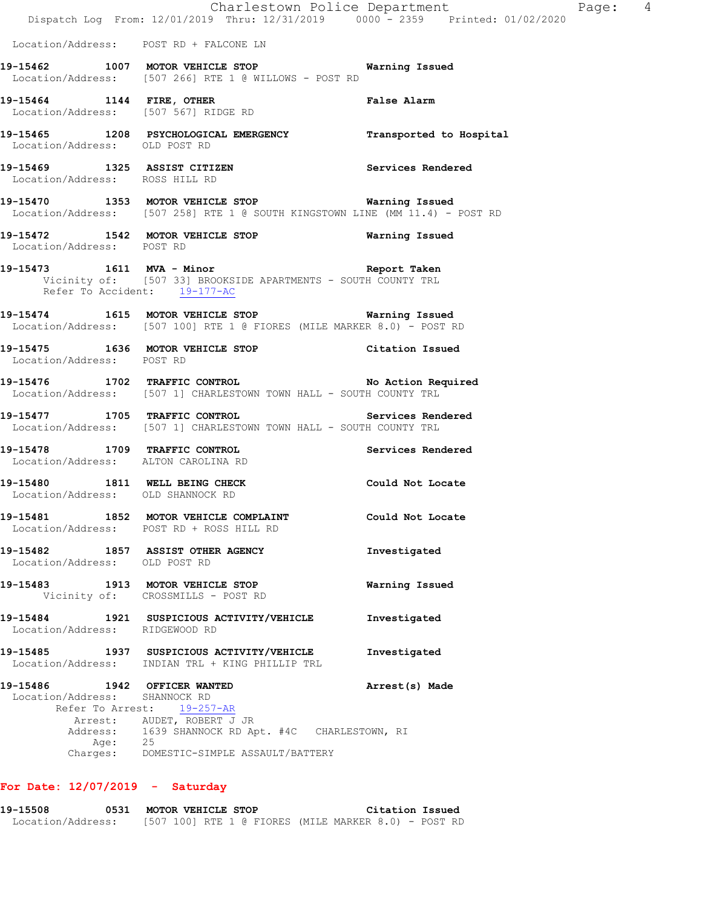Location/Address: POST RD + FALCONE LN

**19-15462 1007 MOTOR VEHICLE STOP** — **Warning Issued**
Location/Address: [507 266] RTE 1 @ WILLOWS - POST RD

**19-15464 1144 FIRE, OTHER** — **False Alarm**
Location/Address: [507 567] RIDGE RD

**19-15465 1208 PSYCHOLOGICAL EMERGENCY** — **Transported to Hospital**
Location/Address: OLD POST RD

**19-15469 1325 ASSIST CITIZEN** — **Services Rendered**
Location/Address: ROSS HILL RD

**19-15470 1353 MOTOR VEHICLE STOP** — **Warning Issued**
Location/Address: [507 258] RTE 1 @ SOUTH KINGSTOWN LINE (MM 11.4) - POST RD

**19-15472 1542 MOTOR VEHICLE STOP** — **Warning Issued**
Location/Address: POST RD

**19-15473 1611 MVA - Minor** — **Report Taken**
Vicinity of: [507 33] BROOKSIDE APARTMENTS - SOUTH COUNTY TRL
Refer To Accident: 19-177-AC

**19-15474 1615 MOTOR VEHICLE STOP** — **Warning Issued**
Location/Address: [507 100] RTE 1 @ FIORES (MILE MARKER 8.0) - POST RD

**19-15475 1636 MOTOR VEHICLE STOP** — **Citation Issued**
Location/Address: POST RD

**19-15476 1702 TRAFFIC CONTROL** — **No Action Required**
Location/Address: [507 1] CHARLESTOWN TOWN HALL - SOUTH COUNTY TRL

**19-15477 1705 TRAFFIC CONTROL** — **Services Rendered**
Location/Address: [507 1] CHARLESTOWN TOWN HALL - SOUTH COUNTY TRL

**19-15478 1709 TRAFFIC CONTROL** — **Services Rendered**
Location/Address: ALTON CAROLINA RD

**19-15480 1811 WELL BEING CHECK** — **Could Not Locate**
Location/Address: OLD SHANNOCK RD

**19-15481 1852 MOTOR VEHICLE COMPLAINT** — **Could Not Locate**
Location/Address: POST RD + ROSS HILL RD

**19-15482 1857 ASSIST OTHER AGENCY** — **Investigated**
Location/Address: OLD POST RD

**19-15483 1913 MOTOR VEHICLE STOP** — **Warning Issued**
Vicinity of: CROSSMILLS - POST RD

**19-15484 1921 SUSPICIOUS ACTIVITY/VEHICLE** — **Investigated**
Location/Address: RIDGEWOOD RD

**19-15485 1937 SUSPICIOUS ACTIVITY/VEHICLE** — **Investigated**
Location/Address: INDIAN TRL + KING PHILLIP TRL

**19-15486 1942 OFFICER WANTED** — **Arrest(s) Made**
Location/Address: SHANNOCK RD
Refer To Arrest: 19-257-AR
Arrest: AUDET, ROBERT J JR
Address: 1639 SHANNOCK RD Apt. #4C CHARLESTOWN, RI
Age: 25
Charges: DOMESTIC-SIMPLE ASSAULT/BATTERY

## For Date: 12/07/2019 - Saturday

**19-15508 0531 MOTOR VEHICLE STOP** — **Citation Issued**
Location/Address: [507 100] RTE 1 @ FIORES (MILE MARKER 8.0) - POST RD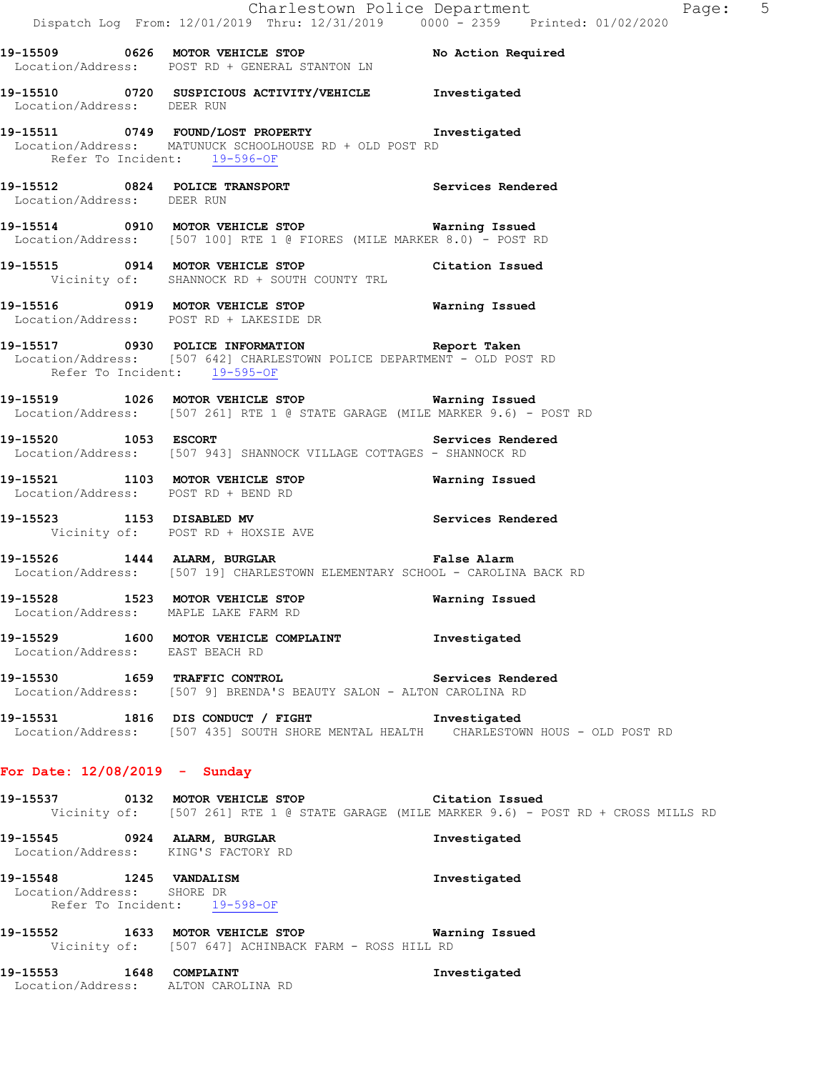19-15509 0626 MOTOR VEHICLE STOP No Action Required
Location/Address: POST RD + GENERAL STANTON LN

19-15510 0720 SUSPICIOUS ACTIVITY/VEHICLE Investigated
Location/Address: DEER RUN

19-15511 0749 FOUND/LOST PROPERTY Investigated
Location/Address: MATUNUCK SCHOOLHOUSE RD + OLD POST RD
Refer To Incident: 19-596-OF

19-15512 0824 POLICE TRANSPORT Services Rendered
Location/Address: DEER RUN

19-15514 0910 MOTOR VEHICLE STOP Warning Issued
Location/Address: [507 100] RTE 1 @ FIORES (MILE MARKER 8.0) - POST RD

19-15515 0914 MOTOR VEHICLE STOP Citation Issued
Vicinity of: SHANNOCK RD + SOUTH COUNTY TRL

19-15516 0919 MOTOR VEHICLE STOP Warning Issued
Location/Address: POST RD + LAKESIDE DR

19-15517 0930 POLICE INFORMATION Report Taken
Location/Address: [507 642] CHARLESTOWN POLICE DEPARTMENT - OLD POST RD
Refer To Incident: 19-595-OF

19-15519 1026 MOTOR VEHICLE STOP Warning Issued
Location/Address: [507 261] RTE 1 @ STATE GARAGE (MILE MARKER 9.6) - POST RD

19-15520 1053 ESCORT Services Rendered
Location/Address: [507 943] SHANNOCK VILLAGE COTTAGES - SHANNOCK RD

19-15521 1103 MOTOR VEHICLE STOP Warning Issued
Location/Address: POST RD + BEND RD

19-15523 1153 DISABLED MV Services Rendered
Vicinity of: POST RD + HOXSIE AVE

19-15526 1444 ALARM, BURGLAR False Alarm
Location/Address: [507 19] CHARLESTOWN ELEMENTARY SCHOOL - CAROLINA BACK RD

19-15528 1523 MOTOR VEHICLE STOP Warning Issued
Location/Address: MAPLE LAKE FARM RD

19-15529 1600 MOTOR VEHICLE COMPLAINT Investigated
Location/Address: EAST BEACH RD

19-15530 1659 TRAFFIC CONTROL Services Rendered
Location/Address: [507 9] BRENDA'S BEAUTY SALON - ALTON CAROLINA RD

19-15531 1816 DIS CONDUCT / FIGHT Investigated
Location/Address: [507 435] SOUTH SHORE MENTAL HEALTH CHARLESTOWN HOUS - OLD POST RD

**For Date: 12/08/2019 - Sunday**

19-15537 0132 MOTOR VEHICLE STOP Citation Issued
Vicinity of: [507 261] RTE 1 @ STATE GARAGE (MILE MARKER 9.6) - POST RD + CROSS MILLS RD

19-15545 0924 ALARM, BURGLAR Investigated
Location/Address: KING'S FACTORY RD

19-15548 1245 VANDALISM Investigated
Location/Address: SHORE DR
Refer To Incident: 19-598-OF

19-15552 1633 MOTOR VEHICLE STOP Warning Issued
Vicinity of: [507 647] ACHINBACK FARM - ROSS HILL RD

19-15553 1648 COMPLAINT Investigated
Location/Address: ALTON CAROLINA RD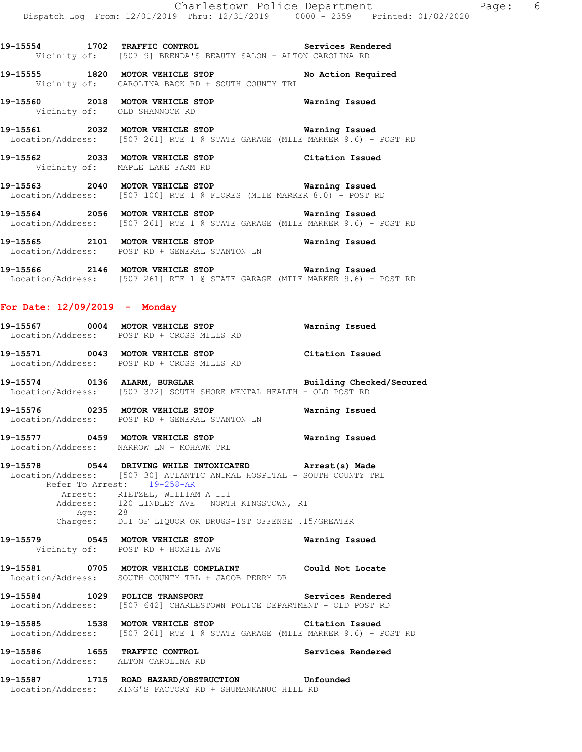19-15554 1702 TRAFFIC CONTROL Services Rendered
Vicinity of: [507 9] BRENDA'S BEAUTY SALON - ALTON CAROLINA RD

19-15555 1820 MOTOR VEHICLE STOP No Action Required
Vicinity of: CAROLINA BACK RD + SOUTH COUNTY TRL

19-15560 2018 MOTOR VEHICLE STOP Warning Issued
Vicinity of: OLD SHANNOCK RD

19-15561 2032 MOTOR VEHICLE STOP Warning Issued
Location/Address: [507 261] RTE 1 @ STATE GARAGE (MILE MARKER 9.6) - POST RD

19-15562 2033 MOTOR VEHICLE STOP Citation Issued
Vicinity of: MAPLE LAKE FARM RD

19-15563 2040 MOTOR VEHICLE STOP Warning Issued
Location/Address: [507 100] RTE 1 @ FIORES (MILE MARKER 8.0) - POST RD

19-15564 2056 MOTOR VEHICLE STOP Warning Issued
Location/Address: [507 261] RTE 1 @ STATE GARAGE (MILE MARKER 9.6) - POST RD

19-15565 2101 MOTOR VEHICLE STOP Warning Issued
Location/Address: POST RD + GENERAL STANTON LN

19-15566 2146 MOTOR VEHICLE STOP Warning Issued
Location/Address: [507 261] RTE 1 @ STATE GARAGE (MILE MARKER 9.6) - POST RD

## For Date: 12/09/2019 - Monday

19-15567 0004 MOTOR VEHICLE STOP Warning Issued
Location/Address: POST RD + CROSS MILLS RD

19-15571 0043 MOTOR VEHICLE STOP Citation Issued
Location/Address: POST RD + CROSS MILLS RD

19-15574 0136 ALARM, BURGLAR Building Checked/Secured
Location/Address: [507 372] SOUTH SHORE MENTAL HEALTH - OLD POST RD

19-15576 0235 MOTOR VEHICLE STOP Warning Issued
Location/Address: POST RD + GENERAL STANTON LN

19-15577 0459 MOTOR VEHICLE STOP Warning Issued
Location/Address: NARROW LN + MOHAWK TRL

19-15578 0544 DRIVING WHILE INTOXICATED Arrest(s) Made
Location/Address: [507 30] ATLANTIC ANIMAL HOSPITAL - SOUTH COUNTY TRL
Refer To Arrest: 19-258-AR
Arrest: RIETZEL, WILLIAM A III
Address: 120 LINDLEY AVE NORTH KINGSTOWN, RI
Age: 28
Charges: DUI OF LIQUOR OR DRUGS-1ST OFFENSE .15/GREATER

19-15579 0545 MOTOR VEHICLE STOP Warning Issued
Vicinity of: POST RD + HOXSIE AVE

19-15581 0705 MOTOR VEHICLE COMPLAINT Could Not Locate
Location/Address: SOUTH COUNTY TRL + JACOB PERRY DR

19-15584 1029 POLICE TRANSPORT Services Rendered
Location/Address: [507 642] CHARLESTOWN POLICE DEPARTMENT - OLD POST RD

19-15585 1538 MOTOR VEHICLE STOP Citation Issued
Location/Address: [507 261] RTE 1 @ STATE GARAGE (MILE MARKER 9.6) - POST RD

19-15586 1655 TRAFFIC CONTROL Services Rendered
Location/Address: ALTON CAROLINA RD

19-15587 1715 ROAD HAZARD/OBSTRUCTION Unfounded
Location/Address: KING'S FACTORY RD + SHUMANKANUC HILL RD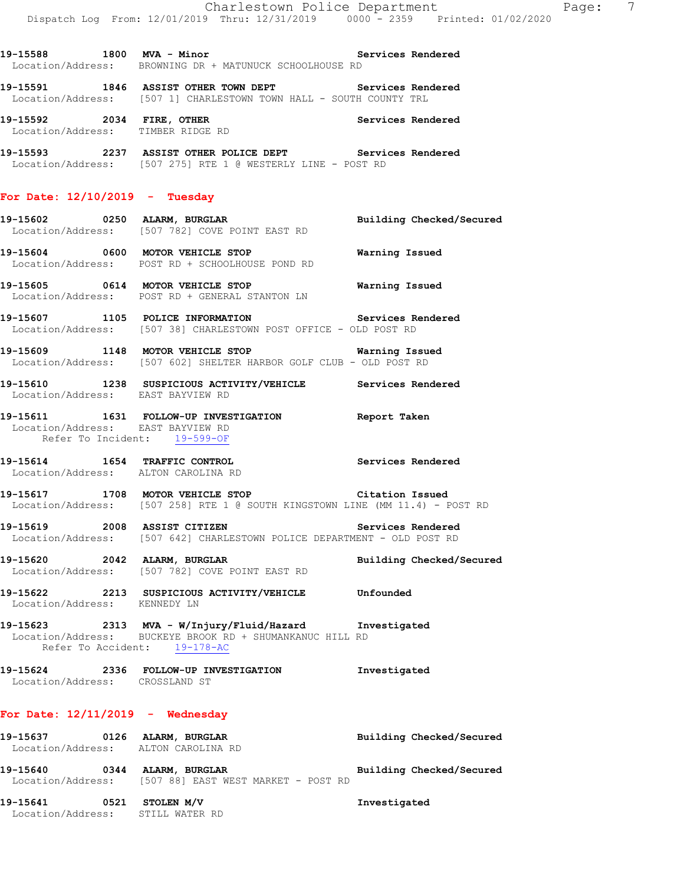19-15588 1800 **MVA - Minor** Services Rendered
Location/Address: BROWNING DR + MATUNUCK SCHOOLHOUSE RD

19-15591 1846 **ASSIST OTHER TOWN DEPT** Services Rendered
Location/Address: [507 1] CHARLESTOWN TOWN HALL - SOUTH COUNTY TRL

19-15592 2034 **FIRE, OTHER** Services Rendered
Location/Address: TIMBER RIDGE RD

19-15593 2237 **ASSIST OTHER POLICE DEPT** Services Rendered
Location/Address: [507 275] RTE 1 @ WESTERLY LINE - POST RD

## For Date: 12/10/2019 - Tuesday

19-15602 0250 **ALARM, BURGLAR** Building Checked/Secured
Location/Address: [507 782] COVE POINT EAST RD

19-15604 0600 **MOTOR VEHICLE STOP** Warning Issued
Location/Address: POST RD + SCHOOLHOUSE POND RD

19-15605 0614 **MOTOR VEHICLE STOP** Warning Issued
Location/Address: POST RD + GENERAL STANTON LN

19-15607 1105 **POLICE INFORMATION** Services Rendered
Location/Address: [507 38] CHARLESTOWN POST OFFICE - OLD POST RD

19-15609 1148 **MOTOR VEHICLE STOP** Warning Issued
Location/Address: [507 602] SHELTER HARBOR GOLF CLUB - OLD POST RD

19-15610 1238 **SUSPICIOUS ACTIVITY/VEHICLE** Services Rendered
Location/Address: EAST BAYVIEW RD

19-15611 1631 **FOLLOW-UP INVESTIGATION** Report Taken
Location/Address: EAST BAYVIEW RD
Refer To Incident: 19-599-OF

19-15614 1654 **TRAFFIC CONTROL** Services Rendered
Location/Address: ALTON CAROLINA RD

19-15617 1708 **MOTOR VEHICLE STOP** Citation Issued
Location/Address: [507 258] RTE 1 @ SOUTH KINGSTOWN LINE (MM 11.4) - POST RD

19-15619 2008 **ASSIST CITIZEN** Services Rendered
Location/Address: [507 642] CHARLESTOWN POLICE DEPARTMENT - OLD POST RD

19-15620 2042 **ALARM, BURGLAR** Building Checked/Secured
Location/Address: [507 782] COVE POINT EAST RD

19-15622 2213 **SUSPICIOUS ACTIVITY/VEHICLE** Unfounded
Location/Address: KENNEDY LN

19-15623 2313 **MVA - W/Injury/Fluid/Hazard** Investigated
Location/Address: BUCKEYE BROOK RD + SHUMANKANUC HILL RD
Refer To Accident: 19-178-AC

19-15624 2336 **FOLLOW-UP INVESTIGATION** Investigated
Location/Address: CROSSLAND ST

## For Date: 12/11/2019 - Wednesday

19-15637 0126 **ALARM, BURGLAR** Building Checked/Secured
Location/Address: ALTON CAROLINA RD

19-15640 0344 **ALARM, BURGLAR** Building Checked/Secured
Location/Address: [507 88] EAST WEST MARKET - POST RD

19-15641 0521 **STOLEN M/V** Investigated
Location/Address: STILL WATER RD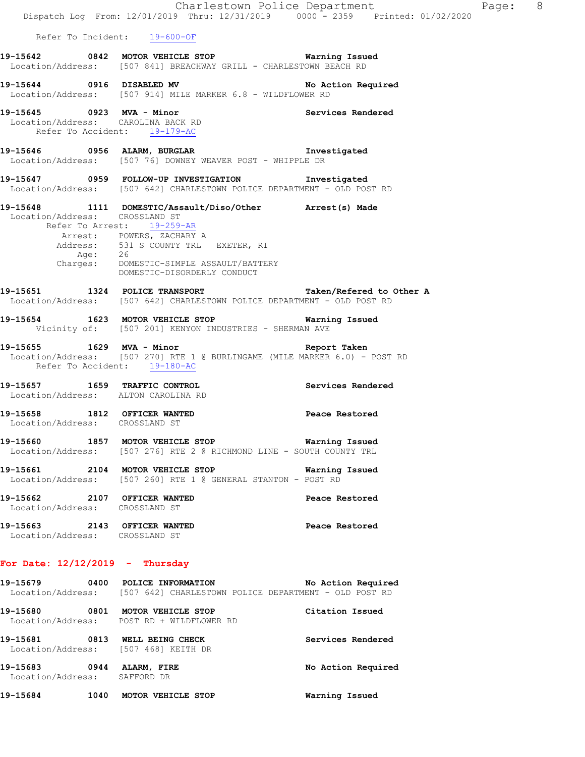Refer To Incident: 19-600-OF

**19-15642 0842 MOTOR VEHICLE STOP** Warning Issued
Location/Address: [507 841] BREACHWAY GRILL - CHARLESTOWN BEACH RD

**19-15644 0916 DISABLED MV** No Action Required
Location/Address: [507 914] MILE MARKER 6.8 - WILDFLOWER RD

**19-15645 0923 MVA - Minor** Services Rendered
Location/Address: CAROLINA BACK RD
Refer To Accident: 19-179-AC

**19-15646 0956 ALARM, BURGLAR** Investigated
Location/Address: [507 76] DOWNEY WEAVER POST - WHIPPLE DR

**19-15647 0959 FOLLOW-UP INVESTIGATION** Investigated
Location/Address: [507 642] CHARLESTOWN POLICE DEPARTMENT - OLD POST RD

**19-15648 1111 DOMESTIC/Assault/Diso/Other** Arrest(s) Made
Location/Address: CROSSLAND ST
Refer To Arrest: 19-259-AR
Arrest: POWERS, ZACHARY A
Address: 531 S COUNTY TRL EXETER, RI
Age: 26
Charges: DOMESTIC-SIMPLE ASSAULT/BATTERY
DOMESTIC-DISORDERLY CONDUCT

**19-15651 1324 POLICE TRANSPORT** Taken/Refered to Other A
Location/Address: [507 642] CHARLESTOWN POLICE DEPARTMENT - OLD POST RD

**19-15654 1623 MOTOR VEHICLE STOP** Warning Issued
Vicinity of: [507 201] KENYON INDUSTRIES - SHERMAN AVE

**19-15655 1629 MVA - Minor** Report Taken
Location/Address: [507 270] RTE 1 @ BURLINGAME (MILE MARKER 6.0) - POST RD
Refer To Accident: 19-180-AC

**19-15657 1659 TRAFFIC CONTROL** Services Rendered
Location/Address: ALTON CAROLINA RD

**19-15658 1812 OFFICER WANTED** Peace Restored
Location/Address: CROSSLAND ST

**19-15660 1857 MOTOR VEHICLE STOP** Warning Issued
Location/Address: [507 276] RTE 2 @ RICHMOND LINE - SOUTH COUNTY TRL

**19-15661 2104 MOTOR VEHICLE STOP** Warning Issued
Location/Address: [507 260] RTE 1 @ GENERAL STANTON - POST RD

**19-15662 2107 OFFICER WANTED** Peace Restored
Location/Address: CROSSLAND ST

**19-15663 2143 OFFICER WANTED** Peace Restored
Location/Address: CROSSLAND ST

## For Date: 12/12/2019 - Thursday

**19-15679 0400 POLICE INFORMATION** No Action Required
Location/Address: [507 642] CHARLESTOWN POLICE DEPARTMENT - OLD POST RD

**19-15680 0801 MOTOR VEHICLE STOP** Citation Issued
Location/Address: POST RD + WILDFLOWER RD

**19-15681 0813 WELL BEING CHECK** Services Rendered
Location/Address: [507 468] KEITH DR

**19-15683 0944 ALARM, FIRE** No Action Required
Location/Address: SAFFORD DR

**19-15684 1040 MOTOR VEHICLE STOP** Warning Issued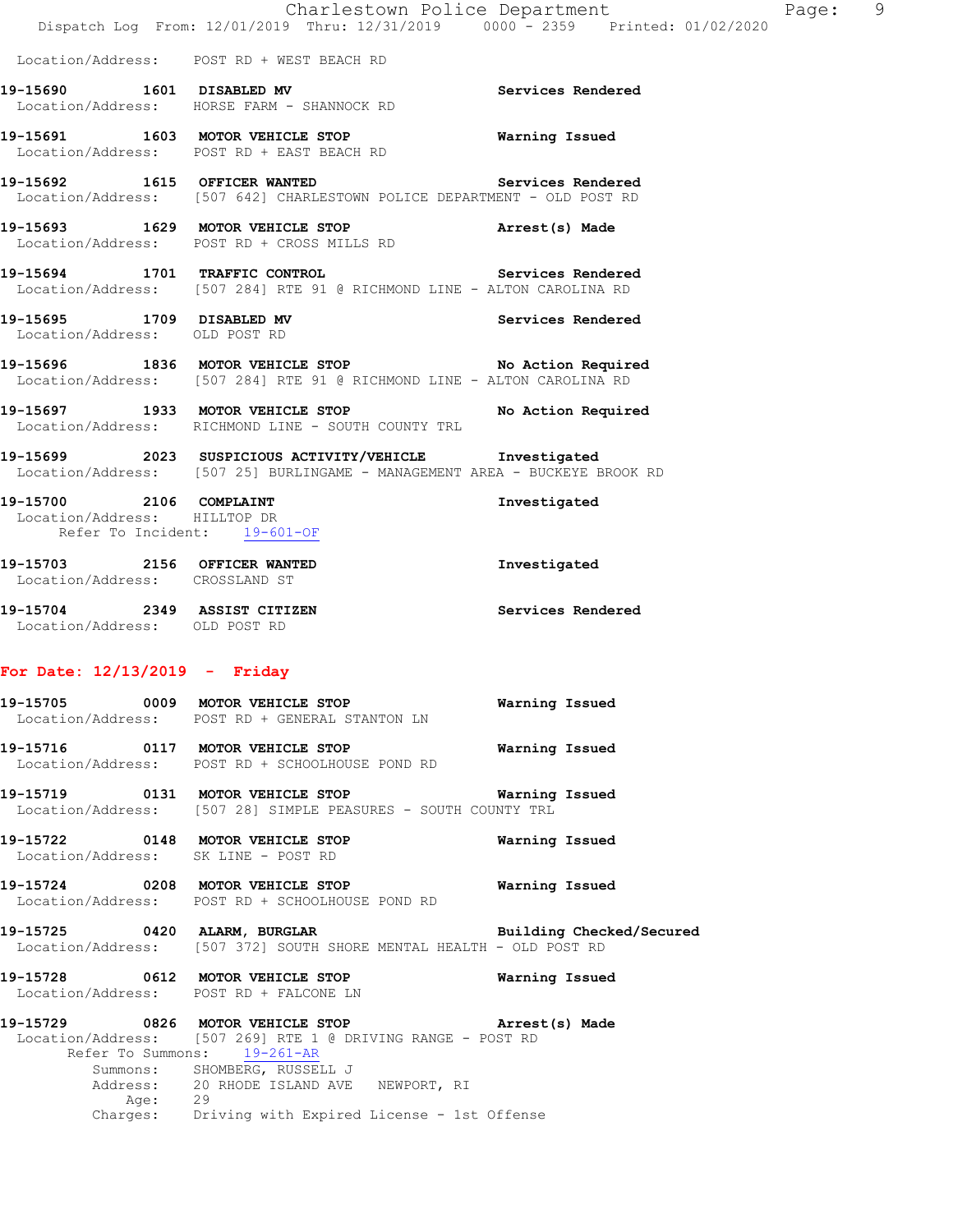Location/Address: POST RD + WEST BEACH RD

**19-15690 1601 DISABLED MV** — Services Rendered
Location/Address: HORSE FARM - SHANNOCK RD

**19-15691 1603 MOTOR VEHICLE STOP** — Warning Issued
Location/Address: POST RD + EAST BEACH RD

**19-15692 1615 OFFICER WANTED** — Services Rendered
Location/Address: [507 642] CHARLESTOWN POLICE DEPARTMENT - OLD POST RD

**19-15693 1629 MOTOR VEHICLE STOP** — Arrest(s) Made
Location/Address: POST RD + CROSS MILLS RD

**19-15694 1701 TRAFFIC CONTROL** — Services Rendered
Location/Address: [507 284] RTE 91 @ RICHMOND LINE - ALTON CAROLINA RD

**19-15695 1709 DISABLED MV** — Services Rendered
Location/Address: OLD POST RD

**19-15696 1836 MOTOR VEHICLE STOP** — No Action Required
Location/Address: [507 284] RTE 91 @ RICHMOND LINE - ALTON CAROLINA RD

**19-15697 1933 MOTOR VEHICLE STOP** — No Action Required
Location/Address: RICHMOND LINE - SOUTH COUNTY TRL

**19-15699 2023 SUSPICIOUS ACTIVITY/VEHICLE** — Investigated
Location/Address: [507 25] BURLINGAME - MANAGEMENT AREA - BUCKEYE BROOK RD

**19-15700 2106 COMPLAINT** — Investigated
Location/Address: HILLTOP DR
Refer To Incident: 19-601-OF

**19-15703 2156 OFFICER WANTED** — Investigated
Location/Address: CROSSLAND ST

**19-15704 2349 ASSIST CITIZEN** — Services Rendered
Location/Address: OLD POST RD

## For Date: 12/13/2019 - Friday

**19-15705 0009 MOTOR VEHICLE STOP** — Warning Issued
Location/Address: POST RD + GENERAL STANTON LN

**19-15716 0117 MOTOR VEHICLE STOP** — Warning Issued
Location/Address: POST RD + SCHOOLHOUSE POND RD

**19-15719 0131 MOTOR VEHICLE STOP** — Warning Issued
Location/Address: [507 28] SIMPLE PEASURES - SOUTH COUNTY TRL

**19-15722 0148 MOTOR VEHICLE STOP** — Warning Issued
Location/Address: SK LINE - POST RD

**19-15724 0208 MOTOR VEHICLE STOP** — Warning Issued
Location/Address: POST RD + SCHOOLHOUSE POND RD

**19-15725 0420 ALARM, BURGLAR** — Building Checked/Secured
Location/Address: [507 372] SOUTH SHORE MENTAL HEALTH - OLD POST RD

**19-15728 0612 MOTOR VEHICLE STOP** — Warning Issued
Location/Address: POST RD + FALCONE LN

**19-15729 0826 MOTOR VEHICLE STOP** — Arrest(s) Made
Location/Address: [507 269] RTE 1 @ DRIVING RANGE - POST RD
Refer To Summons: 19-261-AR
Summons: SHOMBERG, RUSSELL J
Address: 20 RHODE ISLAND AVE NEWPORT, RI
Age: 29
Charges: Driving with Expired License - 1st Offense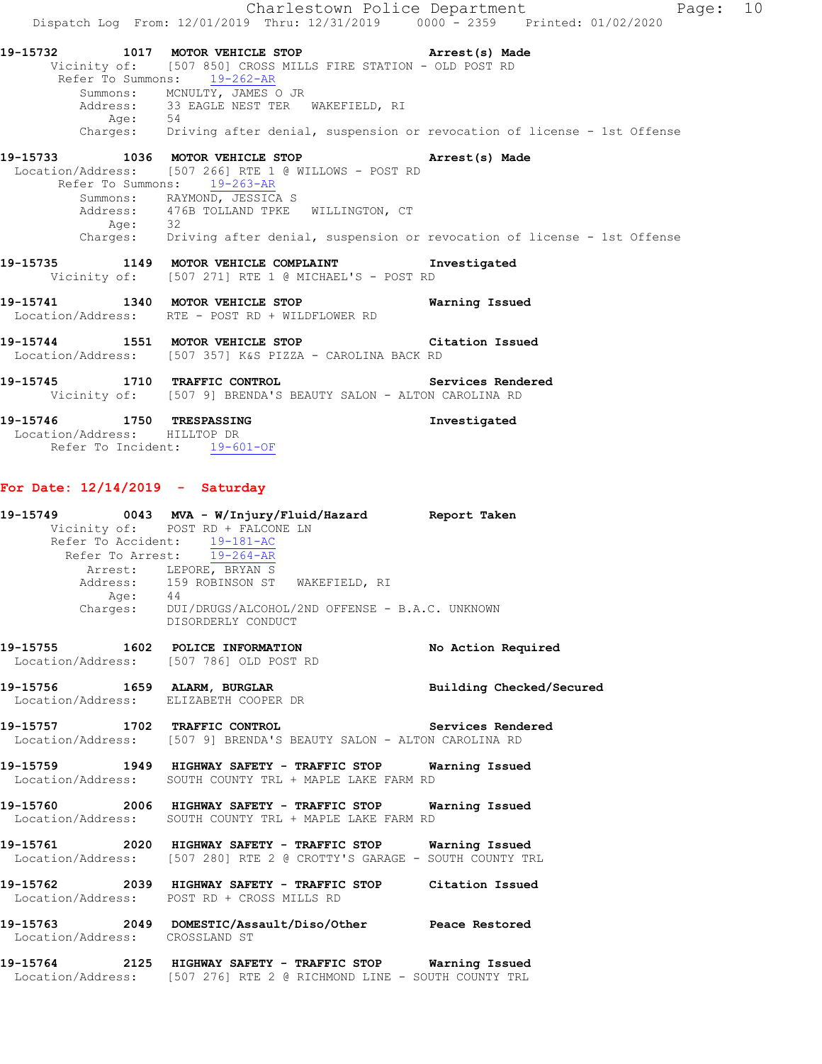**19-15732** 1017 **MOTOR VEHICLE STOP** **Arrest(s) Made**
Vicinity of: [507 850] CROSS MILLS FIRE STATION - OLD POST RD
Refer To Summons: 19-262-AR
Summons: MCNULTY, JAMES O JR
Address: 33 EAGLE NEST TER WAKEFIELD, RI
Age: 54
Charges: Driving after denial, suspension or revocation of license - 1st Offense

**19-15733** 1036 **MOTOR VEHICLE STOP** **Arrest(s) Made**
Location/Address: [507 266] RTE 1 @ WILLOWS - POST RD
Refer To Summons: 19-263-AR
Summons: RAYMOND, JESSICA S
Address: 476B TOLLAND TPKE WILLINGTON, CT
Age: 32
Charges: Driving after denial, suspension or revocation of license - 1st Offense

**19-15735** 1149 **MOTOR VEHICLE COMPLAINT** **Investigated**
Vicinity of: [507 271] RTE 1 @ MICHAEL'S - POST RD

**19-15741** 1340 **MOTOR VEHICLE STOP** **Warning Issued**
Location/Address: RTE - POST RD + WILDFLOWER RD

**19-15744** 1551 **MOTOR VEHICLE STOP** **Citation Issued**
Location/Address: [507 357] K&S PIZZA - CAROLINA BACK RD

**19-15745** 1710 **TRAFFIC CONTROL** **Services Rendered**
Vicinity of: [507 9] BRENDA'S BEAUTY SALON - ALTON CAROLINA RD

**19-15746** 1750 **TRESPASSING** **Investigated**
Location/Address: HILLTOP DR
Refer To Incident: 19-601-OF

## For Date: 12/14/2019 - Saturday

**19-15749** 0043 **MVA - W/Injury/Fluid/Hazard** **Report Taken**
Vicinity of: POST RD + FALCONE LN
Refer To Accident: 19-181-AC
Refer To Arrest: 19-264-AR
Arrest: LEPORE, BRYAN S
Address: 159 ROBINSON ST WAKEFIELD, RI
Age: 44
Charges: DUI/DRUGS/ALCOHOL/2ND OFFENSE - B.A.C. UNKNOWN
DISORDERLY CONDUCT

**19-15755** 1602 **POLICE INFORMATION** **No Action Required**
Location/Address: [507 786] OLD POST RD

**19-15756** 1659 **ALARM, BURGLAR** **Building Checked/Secured**
Location/Address: ELIZABETH COOPER DR

**19-15757** 1702 **TRAFFIC CONTROL** **Services Rendered**
Location/Address: [507 9] BRENDA'S BEAUTY SALON - ALTON CAROLINA RD

**19-15759** 1949 **HIGHWAY SAFETY - TRAFFIC STOP** **Warning Issued**
Location/Address: SOUTH COUNTY TRL + MAPLE LAKE FARM RD

**19-15760** 2006 **HIGHWAY SAFETY - TRAFFIC STOP** **Warning Issued**
Location/Address: SOUTH COUNTY TRL + MAPLE LAKE FARM RD

**19-15761** 2020 **HIGHWAY SAFETY - TRAFFIC STOP** **Warning Issued**
Location/Address: [507 280] RTE 2 @ CROTTY'S GARAGE - SOUTH COUNTY TRL

**19-15762** 2039 **HIGHWAY SAFETY - TRAFFIC STOP** **Citation Issued**
Location/Address: POST RD + CROSS MILLS RD

**19-15763** 2049 **DOMESTIC/Assault/Diso/Other** **Peace Restored**
Location/Address: CROSSLAND ST

**19-15764** 2125 **HIGHWAY SAFETY - TRAFFIC STOP** **Warning Issued**
Location/Address: [507 276] RTE 2 @ RICHMOND LINE - SOUTH COUNTY TRL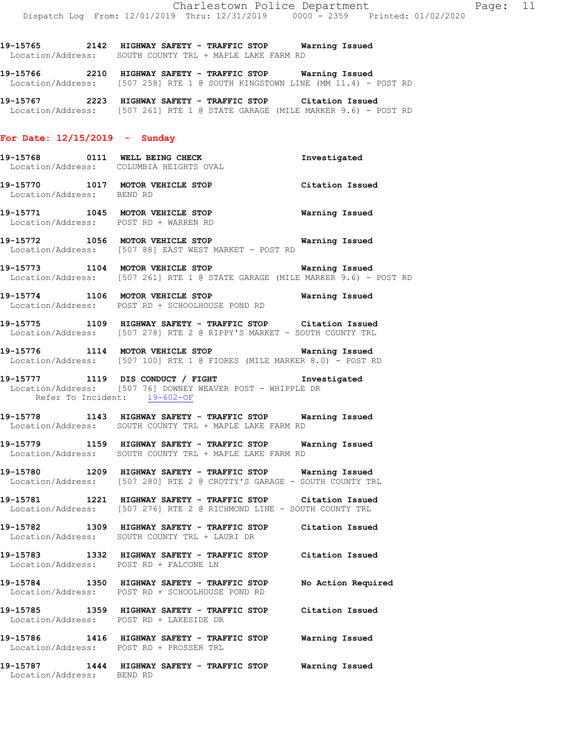19-15765 2142 HIGHWAY SAFETY - TRAFFIC STOP Warning Issued
Location/Address: SOUTH COUNTY TRL + MAPLE LAKE FARM RD

19-15766 2210 HIGHWAY SAFETY - TRAFFIC STOP Warning Issued
Location/Address: [507 258] RTE 1 @ SOUTH KINGSTOWN LINE (MM 11.4) - POST RD

19-15767 2223 HIGHWAY SAFETY - TRAFFIC STOP Citation Issued
Location/Address: [507 261] RTE 1 @ STATE GARAGE (MILE MARKER 9.6) - POST RD

## For Date: 12/15/2019 - Sunday

19-15768 0111 WELL BEING CHECK Investigated
Location/Address: COLUMBIA HEIGHTS OVAL

19-15770 1017 MOTOR VEHICLE STOP Citation Issued
Location/Address: BEND RD

19-15771 1045 MOTOR VEHICLE STOP Warning Issued
Location/Address: POST RD + WARREN RD

19-15772 1056 MOTOR VEHICLE STOP Warning Issued
Location/Address: [507 88] EAST WEST MARKET - POST RD

19-15773 1104 MOTOR VEHICLE STOP Warning Issued
Location/Address: [507 261] RTE 1 @ STATE GARAGE (MILE MARKER 9.6) - POST RD

19-15774 1106 MOTOR VEHICLE STOP Warning Issued
Location/Address: POST RD + SCHOOLHOUSE POND RD

19-15775 1109 HIGHWAY SAFETY - TRAFFIC STOP Citation Issued
Location/Address: [507 278] RTE 2 @ RIPPY'S MARKET - SOUTH COUNTY TRL

19-15776 1114 MOTOR VEHICLE STOP Warning Issued
Location/Address: [507 100] RTE 1 @ FIORES (MILE MARKER 8.0) - POST RD

19-15777 1119 DIS CONDUCT / FIGHT Investigated
Location/Address: [507 76] DOWNEY WEAVER POST - WHIPPLE DR
Refer To Incident: 19-602-OF

19-15778 1143 HIGHWAY SAFETY - TRAFFIC STOP Warning Issued
Location/Address: SOUTH COUNTY TRL + MAPLE LAKE FARM RD

19-15779 1159 HIGHWAY SAFETY - TRAFFIC STOP Warning Issued
Location/Address: SOUTH COUNTY TRL + MAPLE LAKE FARM RD

19-15780 1209 HIGHWAY SAFETY - TRAFFIC STOP Warning Issued
Location/Address: [507 280] RTE 2 @ CROTTY'S GARAGE - SOUTH COUNTY TRL

19-15781 1221 HIGHWAY SAFETY - TRAFFIC STOP Citation Issued
Location/Address: [507 276] RTE 2 @ RICHMOND LINE - SOUTH COUNTY TRL

19-15782 1309 HIGHWAY SAFETY - TRAFFIC STOP Citation Issued
Location/Address: SOUTH COUNTY TRL + LAURI DR

19-15783 1332 HIGHWAY SAFETY - TRAFFIC STOP Citation Issued
Location/Address: POST RD + FALCONE LN

19-15784 1350 HIGHWAY SAFETY - TRAFFIC STOP No Action Required
Location/Address: POST RD + SCHOOLHOUSE POND RD

19-15785 1359 HIGHWAY SAFETY - TRAFFIC STOP Citation Issued
Location/Address: POST RD + LAKESIDE DR

19-15786 1416 HIGHWAY SAFETY - TRAFFIC STOP Warning Issued
Location/Address: POST RD + PROSSER TRL

19-15787 1444 HIGHWAY SAFETY - TRAFFIC STOP Warning Issued
Location/Address: BEND RD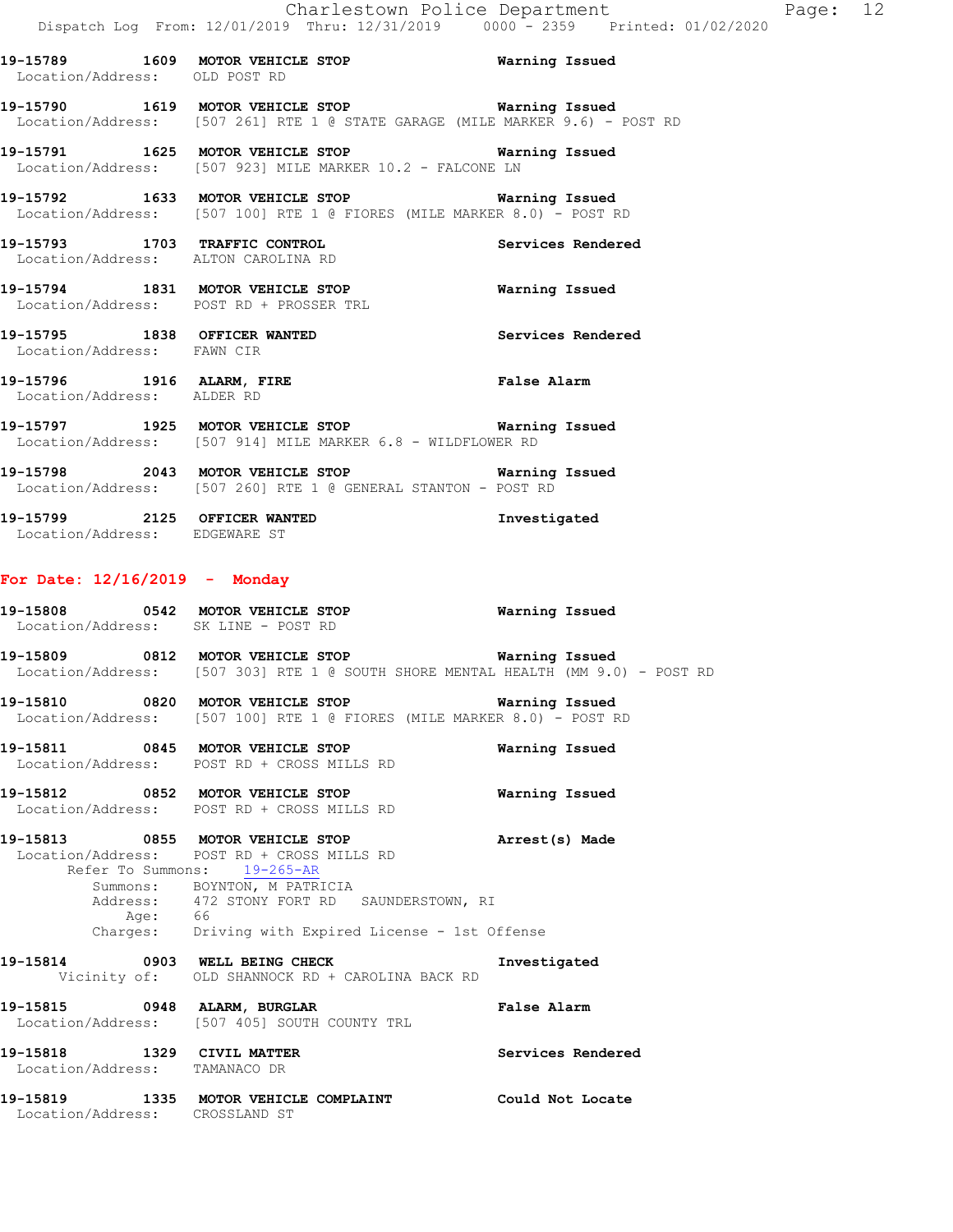**19-15789 1609 MOTOR VEHICLE STOP** **Warning Issued**
Location/Address: OLD POST RD

**19-15790 1619 MOTOR VEHICLE STOP** **Warning Issued**
Location/Address: [507 261] RTE 1 @ STATE GARAGE (MILE MARKER 9.6) - POST RD

**19-15791 1625 MOTOR VEHICLE STOP** **Warning Issued**
Location/Address: [507 923] MILE MARKER 10.2 - FALCONE LN

**19-15792 1633 MOTOR VEHICLE STOP** **Warning Issued**
Location/Address: [507 100] RTE 1 @ FIORES (MILE MARKER 8.0) - POST RD

**19-15793 1703 TRAFFIC CONTROL** **Services Rendered**
Location/Address: ALTON CAROLINA RD

**19-15794 1831 MOTOR VEHICLE STOP** **Warning Issued**
Location/Address: POST RD + PROSSER TRL

**19-15795 1838 OFFICER WANTED** **Services Rendered**
Location/Address: FAWN CIR

**19-15796 1916 ALARM, FIRE** **False Alarm**
Location/Address: ALDER RD

**19-15797 1925 MOTOR VEHICLE STOP** **Warning Issued**
Location/Address: [507 914] MILE MARKER 6.8 - WILDFLOWER RD

**19-15798 2043 MOTOR VEHICLE STOP** **Warning Issued**
Location/Address: [507 260] RTE 1 @ GENERAL STANTON - POST RD

**19-15799 2125 OFFICER WANTED** **Investigated**
Location/Address: EDGEWARE ST

## For Date: 12/16/2019 - Monday

**19-15808 0542 MOTOR VEHICLE STOP** **Warning Issued**
Location/Address: SK LINE - POST RD

**19-15809 0812 MOTOR VEHICLE STOP** **Warning Issued**
Location/Address: [507 303] RTE 1 @ SOUTH SHORE MENTAL HEALTH (MM 9.0) - POST RD

**19-15810 0820 MOTOR VEHICLE STOP** **Warning Issued**
Location/Address: [507 100] RTE 1 @ FIORES (MILE MARKER 8.0) - POST RD

**19-15811 0845 MOTOR VEHICLE STOP** **Warning Issued**
Location/Address: POST RD + CROSS MILLS RD

**19-15812 0852 MOTOR VEHICLE STOP** **Warning Issued**
Location/Address: POST RD + CROSS MILLS RD

**19-15813 0855 MOTOR VEHICLE STOP** **Arrest(s) Made**
Location/Address: POST RD + CROSS MILLS RD
Refer To Summons: 19-265-AR
Summons: BOYNTON, M PATRICIA
Address: 472 STONY FORT RD SAUNDERSTOWN, RI
Age: 66
Charges: Driving with Expired License - 1st Offense

**19-15814 0903 WELL BEING CHECK** **Investigated**
Vicinity of: OLD SHANNOCK RD + CAROLINA BACK RD

**19-15815 0948 ALARM, BURGLAR** **False Alarm**
Location/Address: [507 405] SOUTH COUNTY TRL

**19-15818 1329 CIVIL MATTER** **Services Rendered**
Location/Address: TAMANACO DR

**19-15819 1335 MOTOR VEHICLE COMPLAINT** **Could Not Locate**
Location/Address: CROSSLAND ST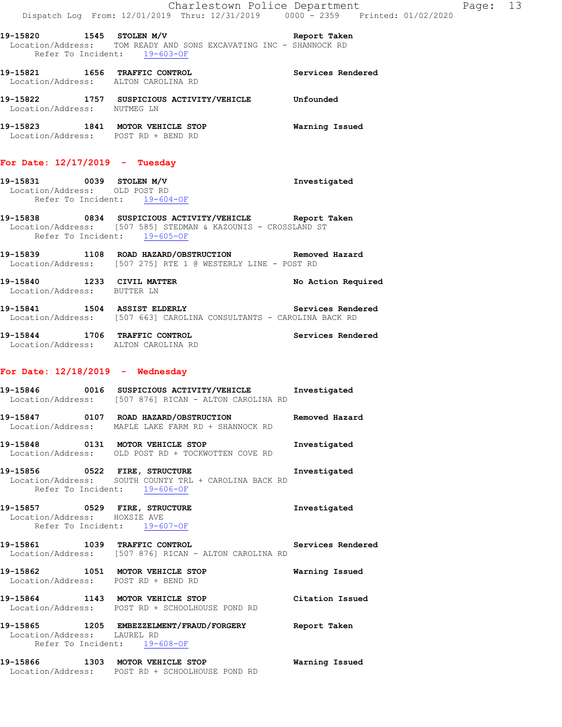19-15820 1545 STOLEN M/V Report Taken
Location/Address: TOM READY AND SONS EXCAVATING INC - SHANNOCK RD
Refer To Incident: 19-603-OF

19-15821 1656 TRAFFIC CONTROL Services Rendered
Location/Address: ALTON CAROLINA RD

19-15822 1757 SUSPICIOUS ACTIVITY/VEHICLE Unfounded
Location/Address: NUTMEG LN

19-15823 1841 MOTOR VEHICLE STOP Warning Issued
Location/Address: POST RD + BEND RD

## For Date: 12/17/2019 - Tuesday

19-15831 0039 STOLEN M/V Investigated
Location/Address: OLD POST RD
Refer To Incident: 19-604-OF

19-15838 0834 SUSPICIOUS ACTIVITY/VEHICLE Report Taken
Location/Address: [507 585] STEDMAN & KAZOUNIS - CROSSLAND ST
Refer To Incident: 19-605-OF

19-15839 1108 ROAD HAZARD/OBSTRUCTION Removed Hazard
Location/Address: [507 275] RTE 1 @ WESTERLY LINE - POST RD

19-15840 1233 CIVIL MATTER No Action Required
Location/Address: BUTTER LN

19-15841 1504 ASSIST ELDERLY Services Rendered
Location/Address: [507 663] CAROLINA CONSULTANTS - CAROLINA BACK RD

19-15844 1706 TRAFFIC CONTROL Services Rendered
Location/Address: ALTON CAROLINA RD

## For Date: 12/18/2019 - Wednesday

19-15846 0016 SUSPICIOUS ACTIVITY/VEHICLE Investigated
Location/Address: [507 876] RICAN - ALTON CAROLINA RD

19-15847 0107 ROAD HAZARD/OBSTRUCTION Removed Hazard
Location/Address: MAPLE LAKE FARM RD + SHANNOCK RD

19-15848 0131 MOTOR VEHICLE STOP Investigated
Location/Address: OLD POST RD + TOCKWOTTEN COVE RD

19-15856 0522 FIRE, STRUCTURE Investigated
Location/Address: SOUTH COUNTY TRL + CAROLINA BACK RD
Refer To Incident: 19-606-OF

19-15857 0529 FIRE, STRUCTURE Investigated
Location/Address: HOXSIE AVE
Refer To Incident: 19-607-OF

19-15861 1039 TRAFFIC CONTROL Services Rendered
Location/Address: [507 876] RICAN - ALTON CAROLINA RD

19-15862 1051 MOTOR VEHICLE STOP Warning Issued
Location/Address: POST RD + BEND RD

19-15864 1143 MOTOR VEHICLE STOP Citation Issued
Location/Address: POST RD + SCHOOLHOUSE POND RD

19-15865 1205 EMBEZZELMENT/FRAUD/FORGERY Report Taken
Location/Address: LAUREL RD
Refer To Incident: 19-608-OF

19-15866 1303 MOTOR VEHICLE STOP Warning Issued
Location/Address: POST RD + SCHOOLHOUSE POND RD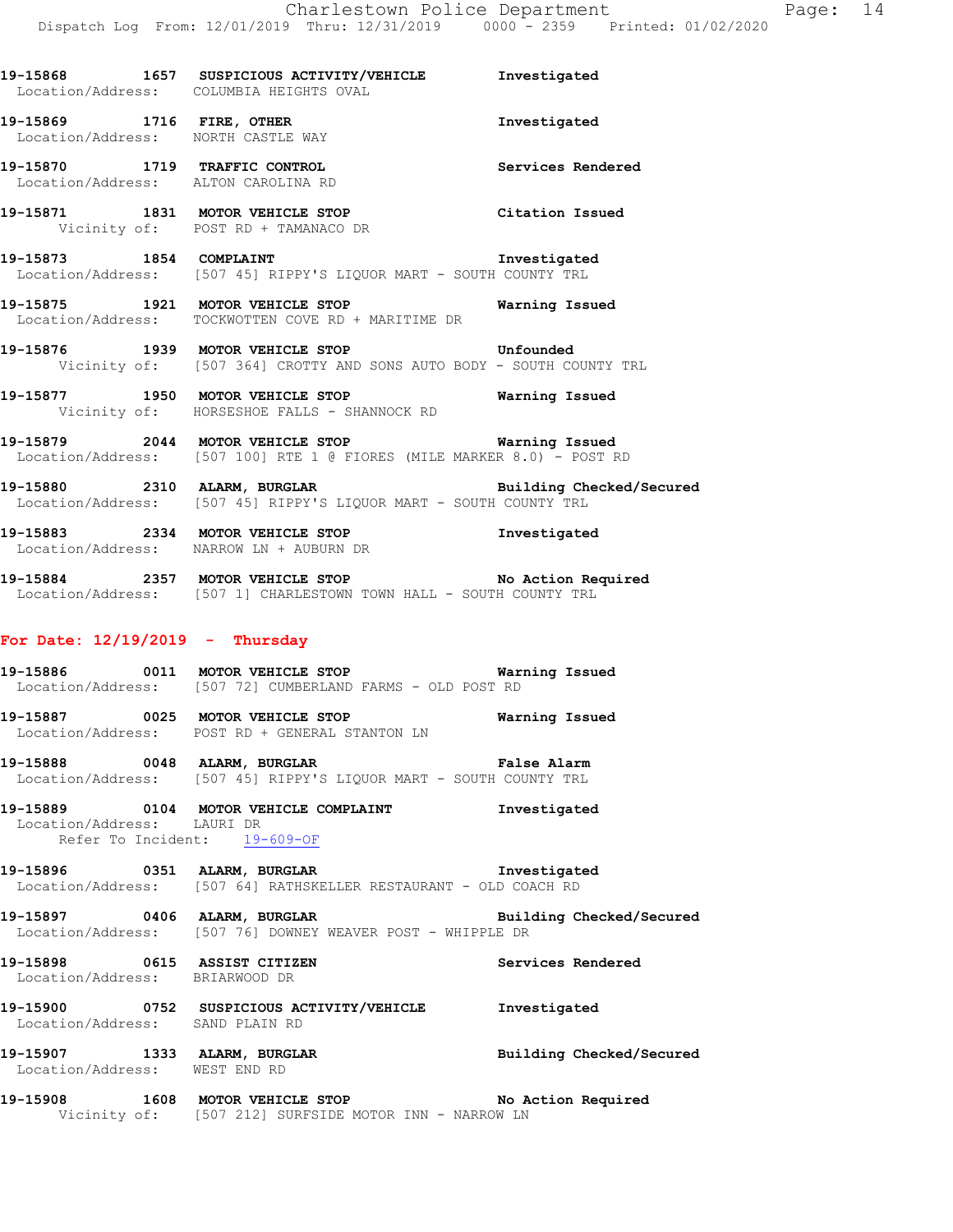19-15868 1657 **SUSPICIOUS ACTIVITY/VEHICLE** **Investigated**
Location/Address: COLUMBIA HEIGHTS OVAL

19-15869 1716 **FIRE, OTHER** **Investigated**
Location/Address: NORTH CASTLE WAY

19-15870 1719 **TRAFFIC CONTROL** **Services Rendered**
Location/Address: ALTON CAROLINA RD

19-15871 1831 **MOTOR VEHICLE STOP** **Citation Issued**
Vicinity of: POST RD + TAMANACO DR

19-15873 1854 **COMPLAINT** **Investigated**
Location/Address: [507 45] RIPPY'S LIQUOR MART - SOUTH COUNTY TRL

19-15875 1921 **MOTOR VEHICLE STOP** **Warning Issued**
Location/Address: TOCKWOTTEN COVE RD + MARITIME DR

19-15876 1939 **MOTOR VEHICLE STOP** **Unfounded**
Vicinity of: [507 364] CROTTY AND SONS AUTO BODY - SOUTH COUNTY TRL

19-15877 1950 **MOTOR VEHICLE STOP** **Warning Issued**
Vicinity of: HORSESHOE FALLS - SHANNOCK RD

19-15879 2044 **MOTOR VEHICLE STOP** **Warning Issued**
Location/Address: [507 100] RTE 1 @ FIORES (MILE MARKER 8.0) - POST RD

19-15880 2310 **ALARM, BURGLAR** **Building Checked/Secured**
Location/Address: [507 45] RIPPY'S LIQUOR MART - SOUTH COUNTY TRL

19-15883 2334 **MOTOR VEHICLE STOP** **Investigated**
Location/Address: NARROW LN + AUBURN DR

19-15884 2357 **MOTOR VEHICLE STOP** **No Action Required**
Location/Address: [507 1] CHARLESTOWN TOWN HALL - SOUTH COUNTY TRL

**For Date: 12/19/2019 - Thursday**

19-15886 0011 **MOTOR VEHICLE STOP** **Warning Issued**
Location/Address: [507 72] CUMBERLAND FARMS - OLD POST RD

19-15887 0025 **MOTOR VEHICLE STOP** **Warning Issued**
Location/Address: POST RD + GENERAL STANTON LN

19-15888 0048 **ALARM, BURGLAR** **False Alarm**
Location/Address: [507 45] RIPPY'S LIQUOR MART - SOUTH COUNTY TRL

19-15889 0104 **MOTOR VEHICLE COMPLAINT** **Investigated**
Location/Address: LAURI DR
Refer To Incident: 19-609-OF

19-15896 0351 **ALARM, BURGLAR** **Investigated**
Location/Address: [507 64] RATHSKELLER RESTAURANT - OLD COACH RD

19-15897 0406 **ALARM, BURGLAR** **Building Checked/Secured**
Location/Address: [507 76] DOWNEY WEAVER POST - WHIPPLE DR

19-15898 0615 **ASSIST CITIZEN** **Services Rendered**
Location/Address: BRIARWOOD DR

19-15900 0752 **SUSPICIOUS ACTIVITY/VEHICLE** **Investigated**
Location/Address: SAND PLAIN RD

19-15907 1333 **ALARM, BURGLAR** **Building Checked/Secured**
Location/Address: WEST END RD

19-15908 1608 **MOTOR VEHICLE STOP** **No Action Required**
Vicinity of: [507 212] SURFSIDE MOTOR INN - NARROW LN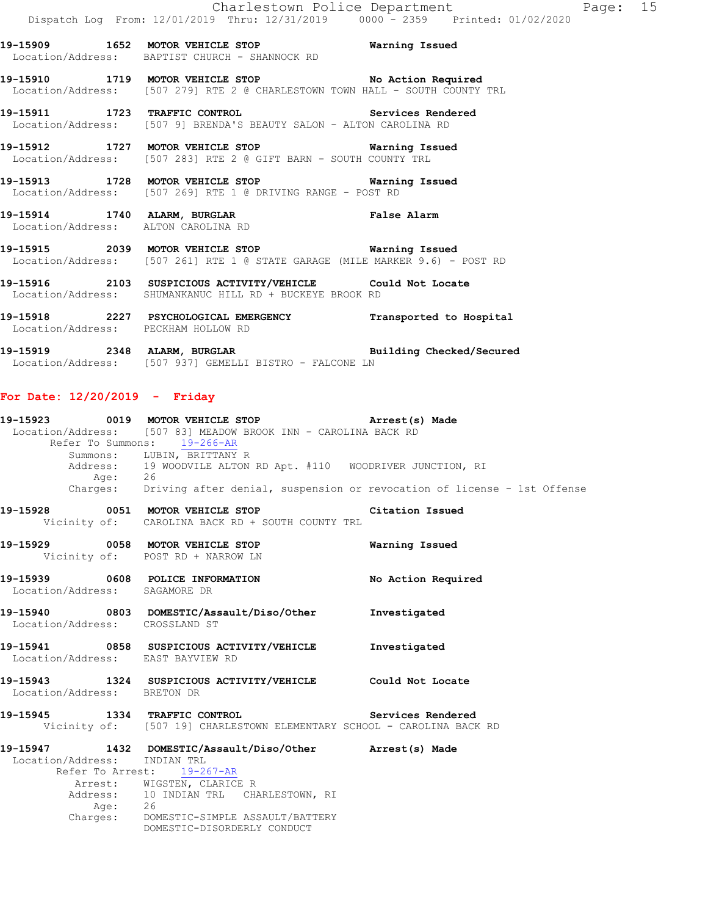19-15909 1652 MOTOR VEHICLE STOP Warning Issued
Location/Address: BAPTIST CHURCH - SHANNOCK RD

19-15910 1719 MOTOR VEHICLE STOP No Action Required
Location/Address: [507 279] RTE 2 @ CHARLESTOWN TOWN HALL - SOUTH COUNTY TRL

19-15911 1723 TRAFFIC CONTROL Services Rendered
Location/Address: [507 9] BRENDA'S BEAUTY SALON - ALTON CAROLINA RD

19-15912 1727 MOTOR VEHICLE STOP Warning Issued
Location/Address: [507 283] RTE 2 @ GIFT BARN - SOUTH COUNTY TRL

19-15913 1728 MOTOR VEHICLE STOP Warning Issued
Location/Address: [507 269] RTE 1 @ DRIVING RANGE - POST RD

19-15914 1740 ALARM, BURGLAR False Alarm
Location/Address: ALTON CAROLINA RD

19-15915 2039 MOTOR VEHICLE STOP Warning Issued
Location/Address: [507 261] RTE 1 @ STATE GARAGE (MILE MARKER 9.6) - POST RD

19-15916 2103 SUSPICIOUS ACTIVITY/VEHICLE Could Not Locate
Location/Address: SHUMANKANUC HILL RD + BUCKEYE BROOK RD

19-15918 2227 PSYCHOLOGICAL EMERGENCY Transported to Hospital
Location/Address: PECKHAM HOLLOW RD

19-15919 2348 ALARM, BURGLAR Building Checked/Secured
Location/Address: [507 937] GEMELLI BISTRO - FALCONE LN

## For Date: 12/20/2019 - Friday

19-15923 0019 MOTOR VEHICLE STOP Arrest(s) Made
Location/Address: [507 83] MEADOW BROOK INN - CAROLINA BACK RD
Refer To Summons: 19-266-AR
Summons: LUBIN, BRITTANY R
Address: 19 WOODVILE ALTON RD Apt. #110 WOODRIVER JUNCTION, RI
Age: 26
Charges: Driving after denial, suspension or revocation of license - 1st Offense

19-15928 0051 MOTOR VEHICLE STOP Citation Issued
Vicinity of: CAROLINA BACK RD + SOUTH COUNTY TRL

19-15929 0058 MOTOR VEHICLE STOP Warning Issued
Vicinity of: POST RD + NARROW LN

19-15939 0608 POLICE INFORMATION No Action Required
Location/Address: SAGAMORE DR

19-15940 0803 DOMESTIC/Assault/Diso/Other Investigated
Location/Address: CROSSLAND ST

19-15941 0858 SUSPICIOUS ACTIVITY/VEHICLE Investigated
Location/Address: EAST BAYVIEW RD

19-15943 1324 SUSPICIOUS ACTIVITY/VEHICLE Could Not Locate
Location/Address: BRETON DR

19-15945 1334 TRAFFIC CONTROL Services Rendered
Vicinity of: [507 19] CHARLESTOWN ELEMENTARY SCHOOL - CAROLINA BACK RD

19-15947 1432 DOMESTIC/Assault/Diso/Other Arrest(s) Made
Location/Address: INDIAN TRL
Refer To Arrest: 19-267-AR
Arrest: WIGSTEN, CLARICE R
Address: 10 INDIAN TRL CHARLESTOWN, RI
Age: 26
Charges: DOMESTIC-SIMPLE ASSAULT/BATTERY
DOMESTIC-DISORDERLY CONDUCT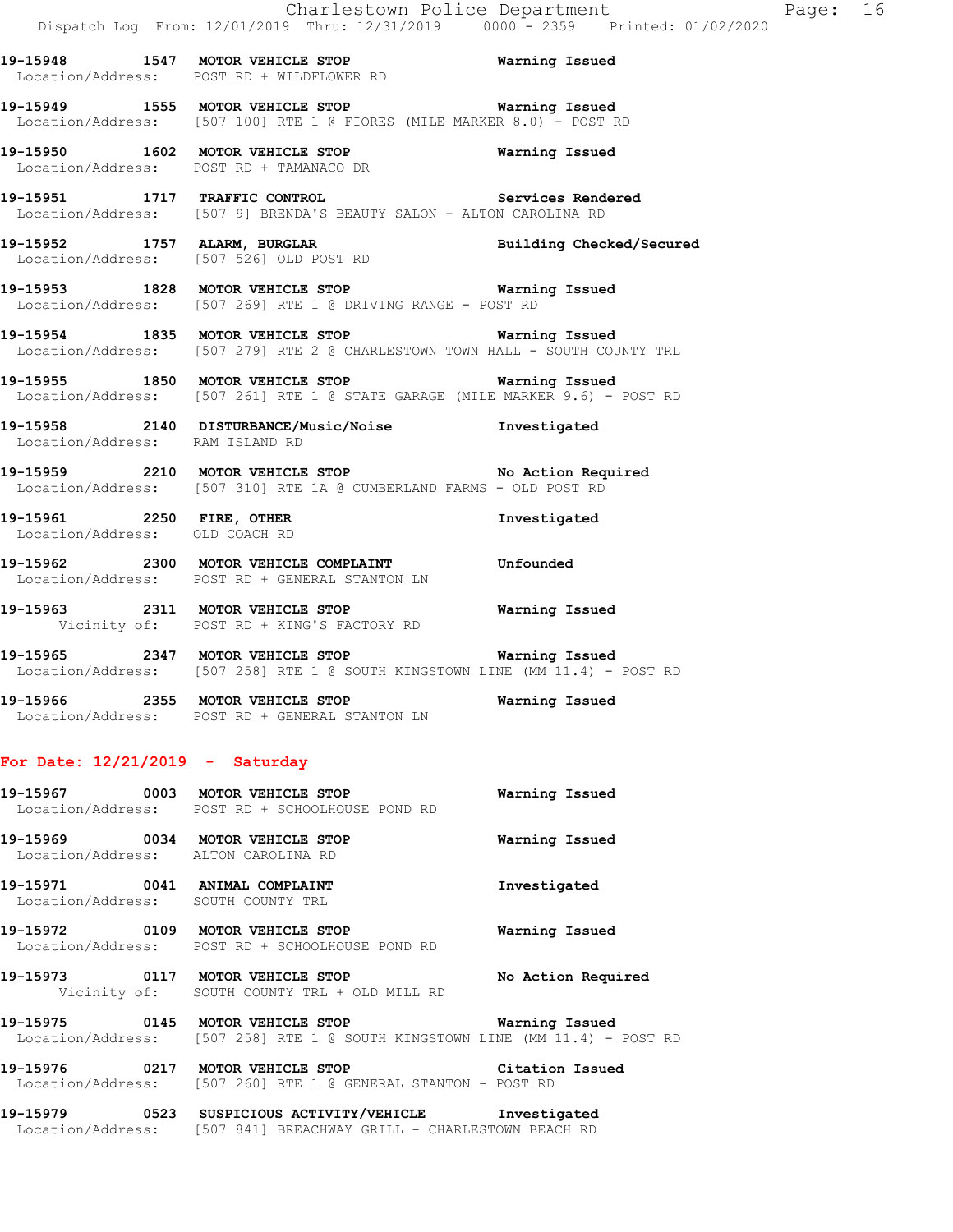19-15948 1547 **MOTOR VEHICLE STOP** Warning Issued
Location/Address: POST RD + WILDFLOWER RD

19-15949 1555 **MOTOR VEHICLE STOP** Warning Issued
Location/Address: [507 100] RTE 1 @ FIORES (MILE MARKER 8.0) - POST RD

19-15950 1602 **MOTOR VEHICLE STOP** Warning Issued
Location/Address: POST RD + TAMANACO DR

19-15951 1717 **TRAFFIC CONTROL** Services Rendered
Location/Address: [507 9] BRENDA'S BEAUTY SALON - ALTON CAROLINA RD

19-15952 1757 **ALARM, BURGLAR** Building Checked/Secured
Location/Address: [507 526] OLD POST RD

19-15953 1828 **MOTOR VEHICLE STOP** Warning Issued
Location/Address: [507 269] RTE 1 @ DRIVING RANGE - POST RD

19-15954 1835 **MOTOR VEHICLE STOP** Warning Issued
Location/Address: [507 279] RTE 2 @ CHARLESTOWN TOWN HALL - SOUTH COUNTY TRL

19-15955 1850 **MOTOR VEHICLE STOP** Warning Issued
Location/Address: [507 261] RTE 1 @ STATE GARAGE (MILE MARKER 9.6) - POST RD

19-15958 2140 **DISTURBANCE/Music/Noise** Investigated
Location/Address: RAM ISLAND RD

19-15959 2210 **MOTOR VEHICLE STOP** No Action Required
Location/Address: [507 310] RTE 1A @ CUMBERLAND FARMS - OLD POST RD

19-15961 2250 **FIRE, OTHER** Investigated
Location/Address: OLD COACH RD

19-15962 2300 **MOTOR VEHICLE COMPLAINT** Unfounded
Location/Address: POST RD + GENERAL STANTON LN

19-15963 2311 **MOTOR VEHICLE STOP** Warning Issued
Vicinity of: POST RD + KING'S FACTORY RD

19-15965 2347 **MOTOR VEHICLE STOP** Warning Issued
Location/Address: [507 258] RTE 1 @ SOUTH KINGSTOWN LINE (MM 11.4) - POST RD

19-15966 2355 **MOTOR VEHICLE STOP** Warning Issued
Location/Address: POST RD + GENERAL STANTON LN

## For Date: 12/21/2019 - Saturday

19-15967 0003 **MOTOR VEHICLE STOP** Warning Issued
Location/Address: POST RD + SCHOOLHOUSE POND RD

19-15969 0034 **MOTOR VEHICLE STOP** Warning Issued
Location/Address: ALTON CAROLINA RD

19-15971 0041 **ANIMAL COMPLAINT** Investigated
Location/Address: SOUTH COUNTY TRL

19-15972 0109 **MOTOR VEHICLE STOP** Warning Issued
Location/Address: POST RD + SCHOOLHOUSE POND RD

19-15973 0117 **MOTOR VEHICLE STOP** No Action Required
Vicinity of: SOUTH COUNTY TRL + OLD MILL RD

19-15975 0145 **MOTOR VEHICLE STOP** Warning Issued
Location/Address: [507 258] RTE 1 @ SOUTH KINGSTOWN LINE (MM 11.4) - POST RD

19-15976 0217 **MOTOR VEHICLE STOP** Citation Issued
Location/Address: [507 260] RTE 1 @ GENERAL STANTON - POST RD

19-15979 0523 **SUSPICIOUS ACTIVITY/VEHICLE** Investigated
Location/Address: [507 841] BREACHWAY GRILL - CHARLESTOWN BEACH RD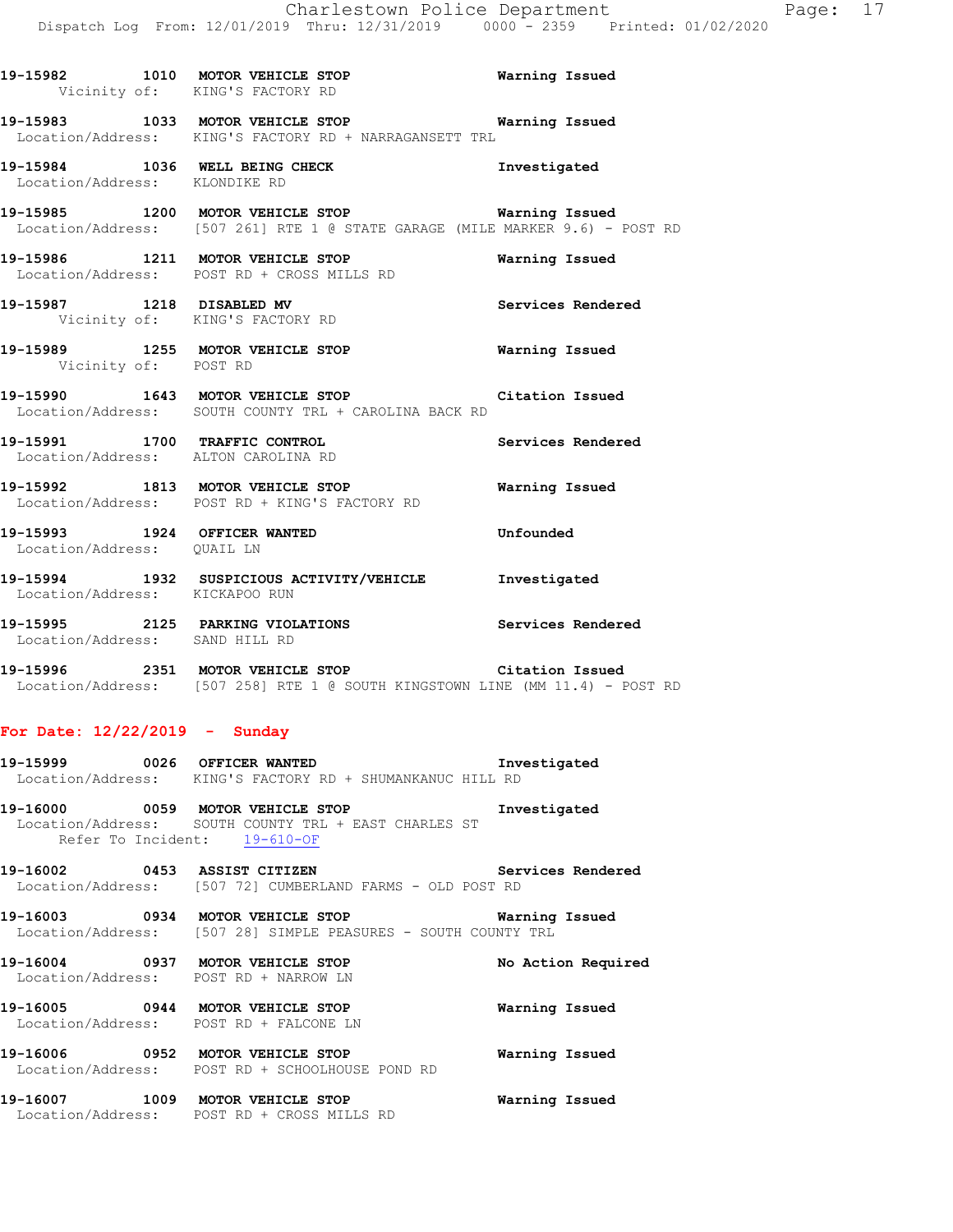**19-15982 1010 MOTOR VEHICLE STOP** Warning Issued
Vicinity of: KING'S FACTORY RD

**19-15983 1033 MOTOR VEHICLE STOP** Warning Issued
Location/Address: KING'S FACTORY RD + NARRAGANSETT TRL

**19-15984 1036 WELL BEING CHECK** Investigated
Location/Address: KLONDIKE RD

**19-15985 1200 MOTOR VEHICLE STOP** Warning Issued
Location/Address: [507 261] RTE 1 @ STATE GARAGE (MILE MARKER 9.6) - POST RD

**19-15986 1211 MOTOR VEHICLE STOP** Warning Issued
Location/Address: POST RD + CROSS MILLS RD

**19-15987 1218 DISABLED MV** Services Rendered
Vicinity of: KING'S FACTORY RD

**19-15989 1255 MOTOR VEHICLE STOP** Warning Issued
Vicinity of: POST RD

**19-15990 1643 MOTOR VEHICLE STOP** Citation Issued
Location/Address: SOUTH COUNTY TRL + CAROLINA BACK RD

**19-15991 1700 TRAFFIC CONTROL** Services Rendered
Location/Address: ALTON CAROLINA RD

**19-15992 1813 MOTOR VEHICLE STOP** Warning Issued
Location/Address: POST RD + KING'S FACTORY RD

**19-15993 1924 OFFICER WANTED** Unfounded
Location/Address: QUAIL LN

**19-15994 1932 SUSPICIOUS ACTIVITY/VEHICLE** Investigated
Location/Address: KICKAPOO RUN

**19-15995 2125 PARKING VIOLATIONS** Services Rendered
Location/Address: SAND HILL RD

**19-15996 2351 MOTOR VEHICLE STOP** Citation Issued
Location/Address: [507 258] RTE 1 @ SOUTH KINGSTOWN LINE (MM 11.4) - POST RD

## For Date: 12/22/2019 - Sunday

**19-15999 0026 OFFICER WANTED** Investigated
Location/Address: KING'S FACTORY RD + SHUMANKANUC HILL RD

**19-16000 0059 MOTOR VEHICLE STOP** Investigated
Location/Address: SOUTH COUNTY TRL + EAST CHARLES ST
Refer To Incident: 19-610-OF

**19-16002 0453 ASSIST CITIZEN** Services Rendered
Location/Address: [507 72] CUMBERLAND FARMS - OLD POST RD

**19-16003 0934 MOTOR VEHICLE STOP** Warning Issued
Location/Address: [507 28] SIMPLE PEASURES - SOUTH COUNTY TRL

**19-16004 0937 MOTOR VEHICLE STOP** No Action Required
Location/Address: POST RD + NARROW LN

**19-16005 0944 MOTOR VEHICLE STOP** Warning Issued
Location/Address: POST RD + FALCONE LN

**19-16006 0952 MOTOR VEHICLE STOP** Warning Issued
Location/Address: POST RD + SCHOOLHOUSE POND RD

**19-16007 1009 MOTOR VEHICLE STOP** Warning Issued
Location/Address: POST RD + CROSS MILLS RD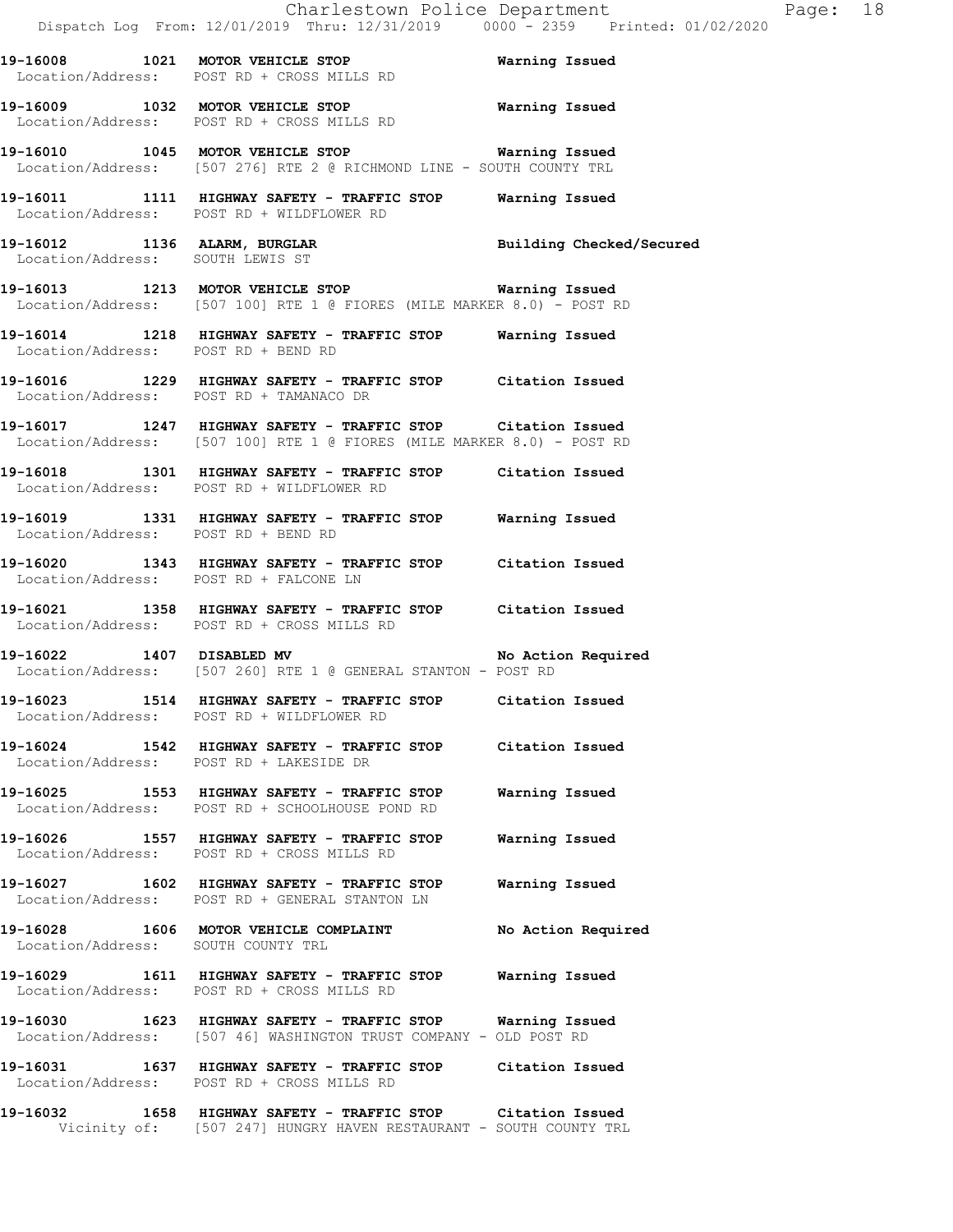**19-16008 1021 MOTOR VEHICLE STOP Warning Issued**
Location/Address: POST RD + CROSS MILLS RD

**19-16009 1032 MOTOR VEHICLE STOP Warning Issued**
Location/Address: POST RD + CROSS MILLS RD

**19-16010 1045 MOTOR VEHICLE STOP Warning Issued**
Location/Address: [507 276] RTE 2 @ RICHMOND LINE - SOUTH COUNTY TRL

**19-16011 1111 HIGHWAY SAFETY - TRAFFIC STOP Warning Issued**
Location/Address: POST RD + WILDFLOWER RD

**19-16012 1136 ALARM, BURGLAR Building Checked/Secured**
Location/Address: SOUTH LEWIS ST

**19-16013 1213 MOTOR VEHICLE STOP Warning Issued**
Location/Address: [507 100] RTE 1 @ FIORES (MILE MARKER 8.0) - POST RD

**19-16014 1218 HIGHWAY SAFETY - TRAFFIC STOP Warning Issued**
Location/Address: POST RD + BEND RD

**19-16016 1229 HIGHWAY SAFETY - TRAFFIC STOP Citation Issued**
Location/Address: POST RD + TAMANACO DR

**19-16017 1247 HIGHWAY SAFETY - TRAFFIC STOP Citation Issued**
Location/Address: [507 100] RTE 1 @ FIORES (MILE MARKER 8.0) - POST RD

**19-16018 1301 HIGHWAY SAFETY - TRAFFIC STOP Citation Issued**
Location/Address: POST RD + WILDFLOWER RD

**19-16019 1331 HIGHWAY SAFETY - TRAFFIC STOP Warning Issued**
Location/Address: POST RD + BEND RD

**19-16020 1343 HIGHWAY SAFETY - TRAFFIC STOP Citation Issued**
Location/Address: POST RD + FALCONE LN

**19-16021 1358 HIGHWAY SAFETY - TRAFFIC STOP Citation Issued**
Location/Address: POST RD + CROSS MILLS RD

**19-16022 1407 DISABLED MV No Action Required**
Location/Address: [507 260] RTE 1 @ GENERAL STANTON - POST RD

**19-16023 1514 HIGHWAY SAFETY - TRAFFIC STOP Citation Issued**
Location/Address: POST RD + WILDFLOWER RD

**19-16024 1542 HIGHWAY SAFETY - TRAFFIC STOP Citation Issued**
Location/Address: POST RD + LAKESIDE DR

**19-16025 1553 HIGHWAY SAFETY - TRAFFIC STOP Warning Issued**
Location/Address: POST RD + SCHOOLHOUSE POND RD

**19-16026 1557 HIGHWAY SAFETY - TRAFFIC STOP Warning Issued**
Location/Address: POST RD + CROSS MILLS RD

**19-16027 1602 HIGHWAY SAFETY - TRAFFIC STOP Warning Issued**
Location/Address: POST RD + GENERAL STANTON LN

**19-16028 1606 MOTOR VEHICLE COMPLAINT No Action Required**
Location/Address: SOUTH COUNTY TRL

**19-16029 1611 HIGHWAY SAFETY - TRAFFIC STOP Warning Issued**
Location/Address: POST RD + CROSS MILLS RD

**19-16030 1623 HIGHWAY SAFETY - TRAFFIC STOP Warning Issued**
Location/Address: [507 46] WASHINGTON TRUST COMPANY - OLD POST RD

**19-16031 1637 HIGHWAY SAFETY - TRAFFIC STOP Citation Issued**
Location/Address: POST RD + CROSS MILLS RD

**19-16032 1658 HIGHWAY SAFETY - TRAFFIC STOP Citation Issued**
Vicinity of: [507 247] HUNGRY HAVEN RESTAURANT - SOUTH COUNTY TRL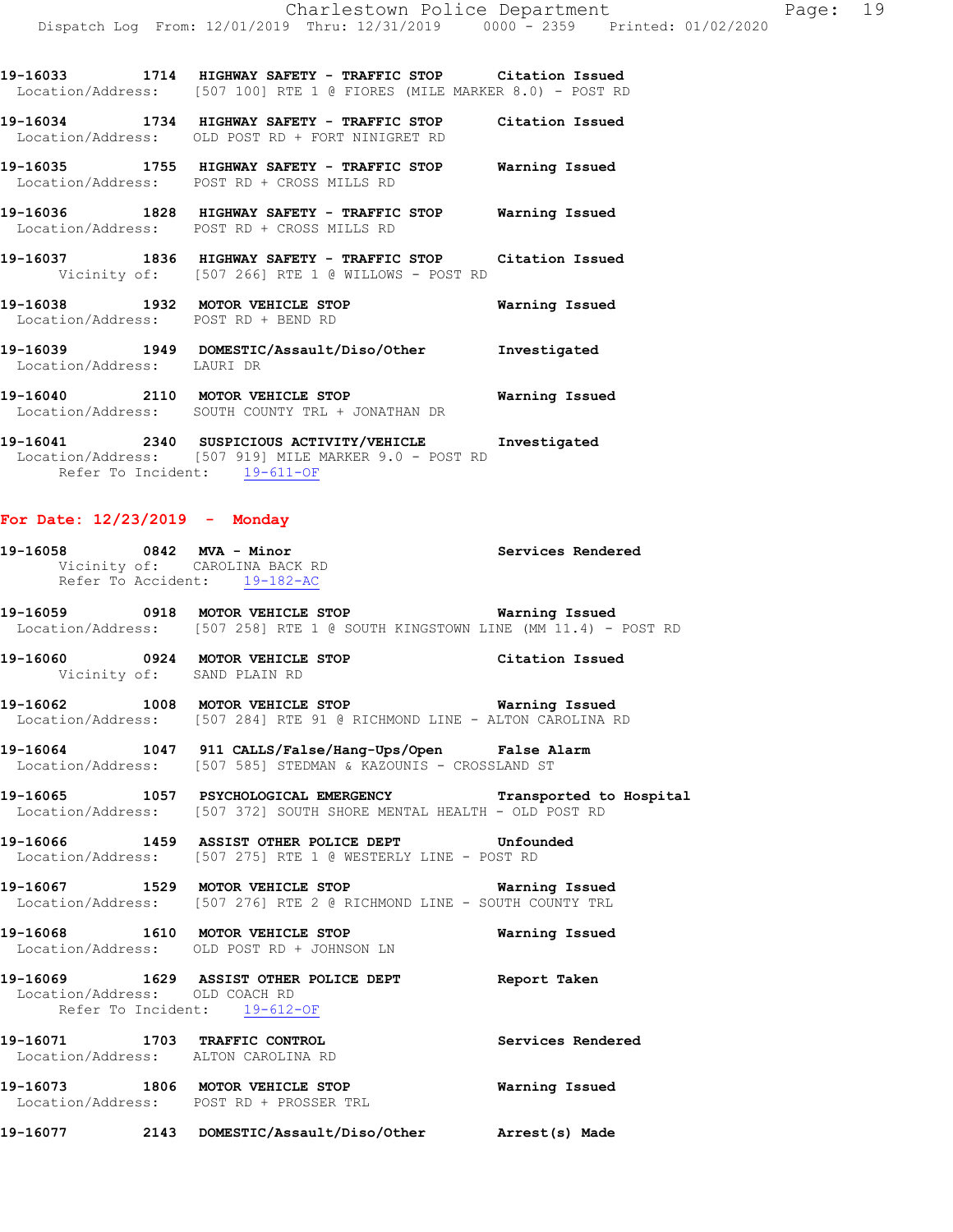**19-16033 1714 HIGHWAY SAFETY - TRAFFIC STOP Citation Issued**
Location/Address: [507 100] RTE 1 @ FIORES (MILE MARKER 8.0) - POST RD

**19-16034 1734 HIGHWAY SAFETY - TRAFFIC STOP Citation Issued**
Location/Address: OLD POST RD + FORT NINIGRET RD

**19-16035 1755 HIGHWAY SAFETY - TRAFFIC STOP Warning Issued**
Location/Address: POST RD + CROSS MILLS RD

**19-16036 1828 HIGHWAY SAFETY - TRAFFIC STOP Warning Issued**
Location/Address: POST RD + CROSS MILLS RD

**19-16037 1836 HIGHWAY SAFETY - TRAFFIC STOP Citation Issued**
Vicinity of: [507 266] RTE 1 @ WILLOWS - POST RD

**19-16038 1932 MOTOR VEHICLE STOP Warning Issued**
Location/Address: POST RD + BEND RD

**19-16039 1949 DOMESTIC/Assault/Diso/Other Investigated**
Location/Address: LAURI DR

**19-16040 2110 MOTOR VEHICLE STOP Warning Issued**
Location/Address: SOUTH COUNTY TRL + JONATHAN DR

**19-16041 2340 SUSPICIOUS ACTIVITY/VEHICLE Investigated**
Location/Address: [507 919] MILE MARKER 9.0 - POST RD
Refer To Incident: 19-611-OF

## For Date: 12/23/2019 - Monday

**19-16058 0842 MVA - Minor Services Rendered**
Vicinity of: CAROLINA BACK RD
Refer To Accident: 19-182-AC

**19-16059 0918 MOTOR VEHICLE STOP Warning Issued**
Location/Address: [507 258] RTE 1 @ SOUTH KINGSTOWN LINE (MM 11.4) - POST RD

**19-16060 0924 MOTOR VEHICLE STOP Citation Issued**
Vicinity of: SAND PLAIN RD

**19-16062 1008 MOTOR VEHICLE STOP Warning Issued**
Location/Address: [507 284] RTE 91 @ RICHMOND LINE - ALTON CAROLINA RD

**19-16064 1047 911 CALLS/False/Hang-Ups/Open False Alarm**
Location/Address: [507 585] STEDMAN & KAZOUNIS - CROSSLAND ST

**19-16065 1057 PSYCHOLOGICAL EMERGENCY Transported to Hospital**
Location/Address: [507 372] SOUTH SHORE MENTAL HEALTH - OLD POST RD

**19-16066 1459 ASSIST OTHER POLICE DEPT Unfounded**
Location/Address: [507 275] RTE 1 @ WESTERLY LINE - POST RD

**19-16067 1529 MOTOR VEHICLE STOP Warning Issued**
Location/Address: [507 276] RTE 2 @ RICHMOND LINE - SOUTH COUNTY TRL

**19-16068 1610 MOTOR VEHICLE STOP Warning Issued**
Location/Address: OLD POST RD + JOHNSON LN

**19-16069 1629 ASSIST OTHER POLICE DEPT Report Taken**
Location/Address: OLD COACH RD
Refer To Incident: 19-612-OF

**19-16071 1703 TRAFFIC CONTROL Services Rendered**
Location/Address: ALTON CAROLINA RD

**19-16073 1806 MOTOR VEHICLE STOP Warning Issued**
Location/Address: POST RD + PROSSER TRL

**19-16077 2143 DOMESTIC/Assault/Diso/Other Arrest(s) Made**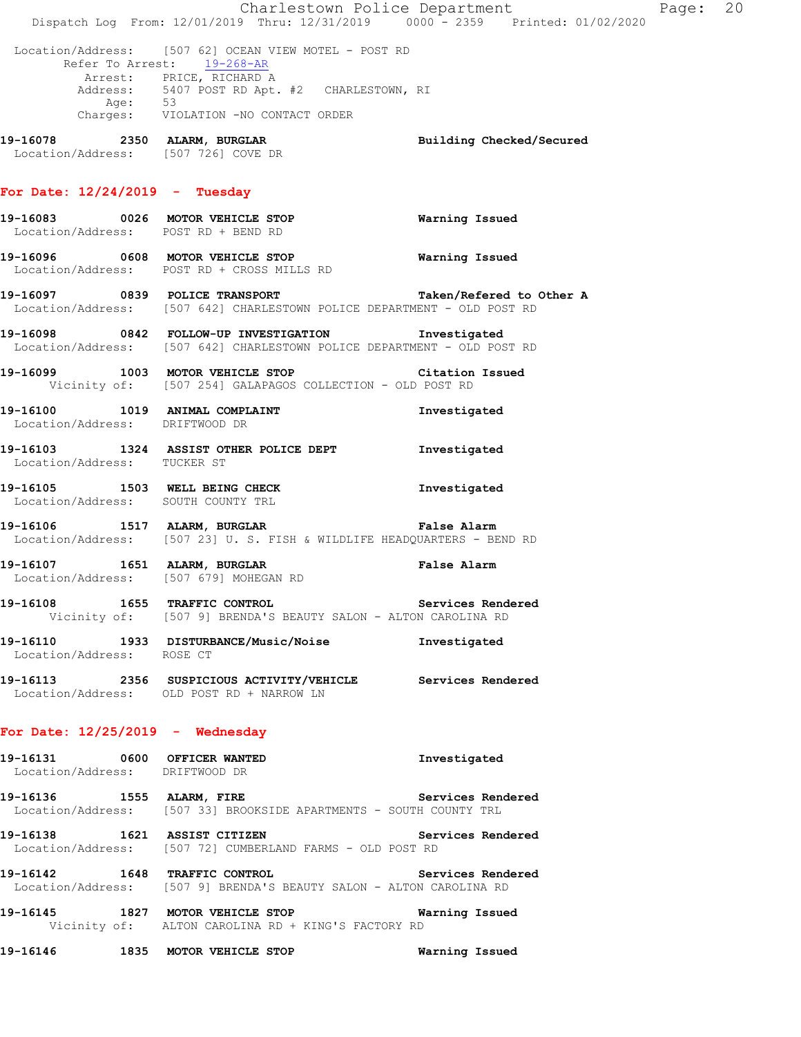Location/Address: [507 62] OCEAN VIEW MOTEL - POST RD
Refer To Arrest: 19-268-AR
Arrest: PRICE, RICHARD A
Address: 5407 POST RD Apt. #2 CHARLESTOWN, RI
Age: 53
Charges: VIOLATION -NO CONTACT ORDER

**19-16078 2350 ALARM, BURGLAR** Building Checked/Secured
Location/Address: [507 726] COVE DR

## For Date: 12/24/2019 - Tuesday

**19-16083 0026 MOTOR VEHICLE STOP** Warning Issued
Location/Address: POST RD + BEND RD

**19-16096 0608 MOTOR VEHICLE STOP** Warning Issued
Location/Address: POST RD + CROSS MILLS RD

**19-16097 0839 POLICE TRANSPORT** Taken/Refered to Other A
Location/Address: [507 642] CHARLESTOWN POLICE DEPARTMENT - OLD POST RD

**19-16098 0842 FOLLOW-UP INVESTIGATION** Investigated
Location/Address: [507 642] CHARLESTOWN POLICE DEPARTMENT - OLD POST RD

**19-16099 1003 MOTOR VEHICLE STOP** Citation Issued
Vicinity of: [507 254] GALAPAGOS COLLECTION - OLD POST RD

**19-16100 1019 ANIMAL COMPLAINT** Investigated
Location/Address: DRIFTWOOD DR

**19-16103 1324 ASSIST OTHER POLICE DEPT** Investigated
Location/Address: TUCKER ST

**19-16105 1503 WELL BEING CHECK** Investigated
Location/Address: SOUTH COUNTY TRL

**19-16106 1517 ALARM, BURGLAR** False Alarm
Location/Address: [507 23] U. S. FISH & WILDLIFE HEADQUARTERS - BEND RD

**19-16107 1651 ALARM, BURGLAR** False Alarm
Location/Address: [507 679] MOHEGAN RD

**19-16108 1655 TRAFFIC CONTROL** Services Rendered
Vicinity of: [507 9] BRENDA'S BEAUTY SALON - ALTON CAROLINA RD

**19-16110 1933 DISTURBANCE/Music/Noise** Investigated
Location/Address: ROSE CT

**19-16113 2356 SUSPICIOUS ACTIVITY/VEHICLE** Services Rendered
Location/Address: OLD POST RD + NARROW LN

## For Date: 12/25/2019 - Wednesday

**19-16131 0600 OFFICER WANTED** Investigated
Location/Address: DRIFTWOOD DR

**19-16136 1555 ALARM, FIRE** Services Rendered
Location/Address: [507 33] BROOKSIDE APARTMENTS - SOUTH COUNTY TRL

**19-16138 1621 ASSIST CITIZEN** Services Rendered
Location/Address: [507 72] CUMBERLAND FARMS - OLD POST RD

**19-16142 1648 TRAFFIC CONTROL** Services Rendered
Location/Address: [507 9] BRENDA'S BEAUTY SALON - ALTON CAROLINA RD

**19-16145 1827 MOTOR VEHICLE STOP** Warning Issued
Vicinity of: ALTON CAROLINA RD + KING'S FACTORY RD

**19-16146 1835 MOTOR VEHICLE STOP** Warning Issued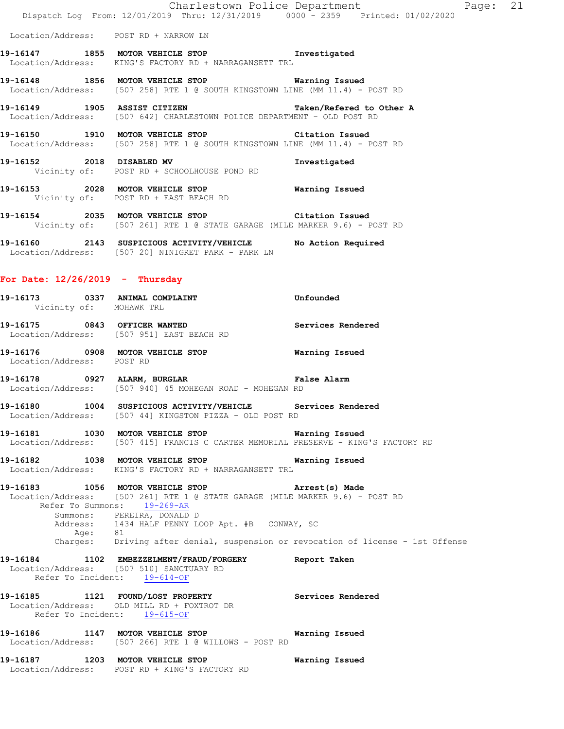Location/Address: POST RD + NARROW LN

**19-16147** 1855 **MOTOR VEHICLE STOP** Investigated
Location/Address: KING'S FACTORY RD + NARRAGANSETT TRL

**19-16148** 1856 **MOTOR VEHICLE STOP** Warning Issued
Location/Address: [507 258] RTE 1 @ SOUTH KINGSTOWN LINE (MM 11.4) - POST RD

**19-16149** 1905 **ASSIST CITIZEN** Taken/Refered to Other A
Location/Address: [507 642] CHARLESTOWN POLICE DEPARTMENT - OLD POST RD

**19-16150** 1910 **MOTOR VEHICLE STOP** Citation Issued
Location/Address: [507 258] RTE 1 @ SOUTH KINGSTOWN LINE (MM 11.4) - POST RD

**19-16152** 2018 **DISABLED MV** Investigated
Vicinity of: POST RD + SCHOOLHOUSE POND RD

**19-16153** 2028 **MOTOR VEHICLE STOP** Warning Issued
Vicinity of: POST RD + EAST BEACH RD

**19-16154** 2035 **MOTOR VEHICLE STOP** Citation Issued
Vicinity of: [507 261] RTE 1 @ STATE GARAGE (MILE MARKER 9.6) - POST RD

**19-16160** 2143 **SUSPICIOUS ACTIVITY/VEHICLE** No Action Required
Location/Address: [507 20] NINIGRET PARK - PARK LN

## For Date: 12/26/2019 - Thursday

**19-16173** 0337 **ANIMAL COMPLAINT** Unfounded
Vicinity of: MOHAWK TRL

**19-16175** 0843 **OFFICER WANTED** Services Rendered
Location/Address: [507 951] EAST BEACH RD

**19-16176** 0908 **MOTOR VEHICLE STOP** Warning Issued
Location/Address: POST RD

**19-16178** 0927 **ALARM, BURGLAR** False Alarm
Location/Address: [507 940] 45 MOHEGAN ROAD - MOHEGAN RD

**19-16180** 1004 **SUSPICIOUS ACTIVITY/VEHICLE** Services Rendered
Location/Address: [507 44] KINGSTON PIZZA - OLD POST RD

**19-16181** 1030 **MOTOR VEHICLE STOP** Warning Issued
Location/Address: [507 415] FRANCIS C CARTER MEMORIAL PRESERVE - KING'S FACTORY RD

**19-16182** 1038 **MOTOR VEHICLE STOP** Warning Issued
Location/Address: KING'S FACTORY RD + NARRAGANSETT TRL

**19-16183** 1056 **MOTOR VEHICLE STOP** Arrest(s) Made
Location/Address: [507 261] RTE 1 @ STATE GARAGE (MILE MARKER 9.6) - POST RD
Refer To Summons: 19-269-AR
Summons: PEREIRA, DONALD D
Address: 1434 HALF PENNY LOOP Apt. #B CONWAY, SC
Age: 81
Charges: Driving after denial, suspension or revocation of license - 1st Offense

**19-16184** 1102 **EMBEZZELMENT/FRAUD/FORGERY** Report Taken
Location/Address: [507 510] SANCTUARY RD
Refer To Incident: 19-614-OF

**19-16185** 1121 **FOUND/LOST PROPERTY** Services Rendered
Location/Address: OLD MILL RD + FOXTROT DR
Refer To Incident: 19-615-OF

**19-16186** 1147 **MOTOR VEHICLE STOP** Warning Issued
Location/Address: [507 266] RTE 1 @ WILLOWS - POST RD

**19-16187** 1203 **MOTOR VEHICLE STOP** Warning Issued
Location/Address: POST RD + KING'S FACTORY RD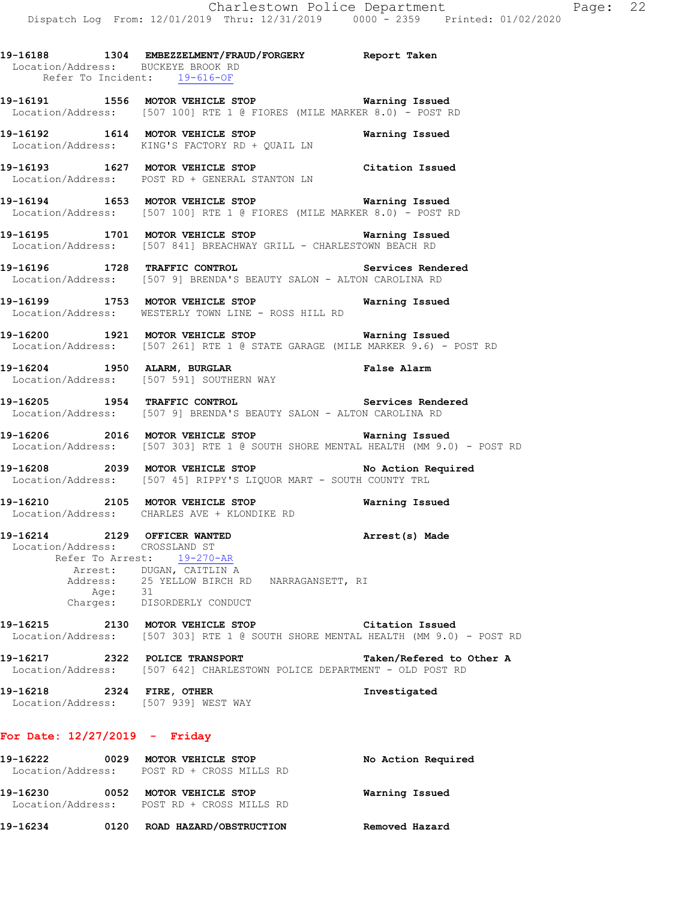19-16188 1304 **EMBEZZELMENT/FRAUD/FORGERY** **Report Taken**
Location/Address: BUCKEYE BROOK RD
Refer To Incident: 19-616-OF

19-16191 1556 **MOTOR VEHICLE STOP** **Warning Issued**
Location/Address: [507 100] RTE 1 @ FIORES (MILE MARKER 8.0) - POST RD

19-16192 1614 **MOTOR VEHICLE STOP** **Warning Issued**
Location/Address: KING'S FACTORY RD + QUAIL LN

19-16193 1627 **MOTOR VEHICLE STOP** **Citation Issued**
Location/Address: POST RD + GENERAL STANTON LN

19-16194 1653 **MOTOR VEHICLE STOP** **Warning Issued**
Location/Address: [507 100] RTE 1 @ FIORES (MILE MARKER 8.0) - POST RD

19-16195 1701 **MOTOR VEHICLE STOP** **Warning Issued**
Location/Address: [507 841] BREACHWAY GRILL - CHARLESTOWN BEACH RD

19-16196 1728 **TRAFFIC CONTROL** **Services Rendered**
Location/Address: [507 9] BRENDA'S BEAUTY SALON - ALTON CAROLINA RD

19-16199 1753 **MOTOR VEHICLE STOP** **Warning Issued**
Location/Address: WESTERLY TOWN LINE - ROSS HILL RD

19-16200 1921 **MOTOR VEHICLE STOP** **Warning Issued**
Location/Address: [507 261] RTE 1 @ STATE GARAGE (MILE MARKER 9.6) - POST RD

19-16204 1950 **ALARM, BURGLAR** **False Alarm**
Location/Address: [507 591] SOUTHERN WAY

19-16205 1954 **TRAFFIC CONTROL** **Services Rendered**
Location/Address: [507 9] BRENDA'S BEAUTY SALON - ALTON CAROLINA RD

19-16206 2016 **MOTOR VEHICLE STOP** **Warning Issued**
Location/Address: [507 303] RTE 1 @ SOUTH SHORE MENTAL HEALTH (MM 9.0) - POST RD

19-16208 2039 **MOTOR VEHICLE STOP** **No Action Required**
Location/Address: [507 45] RIPPY'S LIQUOR MART - SOUTH COUNTY TRL

19-16210 2105 **MOTOR VEHICLE STOP** **Warning Issued**
Location/Address: CHARLES AVE + KLONDIKE RD

19-16214 2129 **OFFICER WANTED** **Arrest(s) Made**
Location/Address: CROSSLAND ST
Refer To Arrest: 19-270-AR
Arrest: DUGAN, CAITLIN A
Address: 25 YELLOW BIRCH RD NARRAGANSETT, RI
Age: 31
Charges: DISORDERLY CONDUCT

19-16215 2130 **MOTOR VEHICLE STOP** **Citation Issued**
Location/Address: [507 303] RTE 1 @ SOUTH SHORE MENTAL HEALTH (MM 9.0) - POST RD

19-16217 2322 **POLICE TRANSPORT** **Taken/Refered to Other A**
Location/Address: [507 642] CHARLESTOWN POLICE DEPARTMENT - OLD POST RD

19-16218 2324 **FIRE, OTHER** **Investigated**
Location/Address: [507 939] WEST WAY

## For Date: 12/27/2019 - Friday

19-16222 0029 **MOTOR VEHICLE STOP** **No Action Required**
Location/Address: POST RD + CROSS MILLS RD

19-16230 0052 **MOTOR VEHICLE STOP** **Warning Issued**
Location/Address: POST RD + CROSS MILLS RD

19-16234 0120 **ROAD HAZARD/OBSTRUCTION** **Removed Hazard**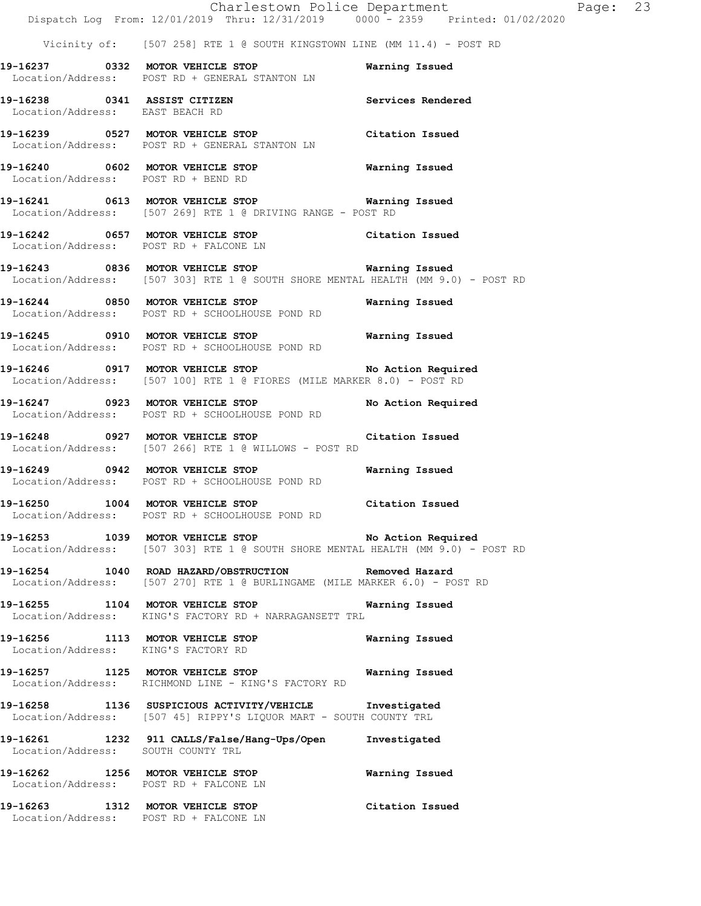Vicinity of: [507 258] RTE 1 @ SOUTH KINGSTOWN LINE (MM 11.4) - POST RD

**19-16237 0332 MOTOR VEHICLE STOP** **Warning Issued**
Location/Address: POST RD + GENERAL STANTON LN

**19-16238 0341 ASSIST CITIZEN** **Services Rendered**
Location/Address: EAST BEACH RD

**19-16239 0527 MOTOR VEHICLE STOP** **Citation Issued**
Location/Address: POST RD + GENERAL STANTON LN

**19-16240 0602 MOTOR VEHICLE STOP** **Warning Issued**
Location/Address: POST RD + BEND RD

**19-16241 0613 MOTOR VEHICLE STOP** **Warning Issued**
Location/Address: [507 269] RTE 1 @ DRIVING RANGE - POST RD

**19-16242 0657 MOTOR VEHICLE STOP** **Citation Issued**
Location/Address: POST RD + FALCONE LN

**19-16243 0836 MOTOR VEHICLE STOP** **Warning Issued**
Location/Address: [507 303] RTE 1 @ SOUTH SHORE MENTAL HEALTH (MM 9.0) - POST RD

**19-16244 0850 MOTOR VEHICLE STOP** **Warning Issued**
Location/Address: POST RD + SCHOOLHOUSE POND RD

**19-16245 0910 MOTOR VEHICLE STOP** **Warning Issued**
Location/Address: POST RD + SCHOOLHOUSE POND RD

**19-16246 0917 MOTOR VEHICLE STOP** **No Action Required**
Location/Address: [507 100] RTE 1 @ FIORES (MILE MARKER 8.0) - POST RD

**19-16247 0923 MOTOR VEHICLE STOP** **No Action Required**
Location/Address: POST RD + SCHOOLHOUSE POND RD

**19-16248 0927 MOTOR VEHICLE STOP** **Citation Issued**
Location/Address: [507 266] RTE 1 @ WILLOWS - POST RD

**19-16249 0942 MOTOR VEHICLE STOP** **Warning Issued**
Location/Address: POST RD + SCHOOLHOUSE POND RD

**19-16250 1004 MOTOR VEHICLE STOP** **Citation Issued**
Location/Address: POST RD + SCHOOLHOUSE POND RD

**19-16253 1039 MOTOR VEHICLE STOP** **No Action Required**
Location/Address: [507 303] RTE 1 @ SOUTH SHORE MENTAL HEALTH (MM 9.0) - POST RD

**19-16254 1040 ROAD HAZARD/OBSTRUCTION** **Removed Hazard**
Location/Address: [507 270] RTE 1 @ BURLINGAME (MILE MARKER 6.0) - POST RD

**19-16255 1104 MOTOR VEHICLE STOP** **Warning Issued**
Location/Address: KING'S FACTORY RD + NARRAGANSETT TRL

**19-16256 1113 MOTOR VEHICLE STOP** **Warning Issued**
Location/Address: KING'S FACTORY RD

**19-16257 1125 MOTOR VEHICLE STOP** **Warning Issued**
Location/Address: RICHMOND LINE - KING'S FACTORY RD

**19-16258 1136 SUSPICIOUS ACTIVITY/VEHICLE** **Investigated**
Location/Address: [507 45] RIPPY'S LIQUOR MART - SOUTH COUNTY TRL

**19-16261 1232 911 CALLS/False/Hang-Ups/Open** **Investigated**
Location/Address: SOUTH COUNTY TRL

**19-16262 1256 MOTOR VEHICLE STOP** **Warning Issued**
Location/Address: POST RD + FALCONE LN

**19-16263 1312 MOTOR VEHICLE STOP** **Citation Issued**
Location/Address: POST RD + FALCONE LN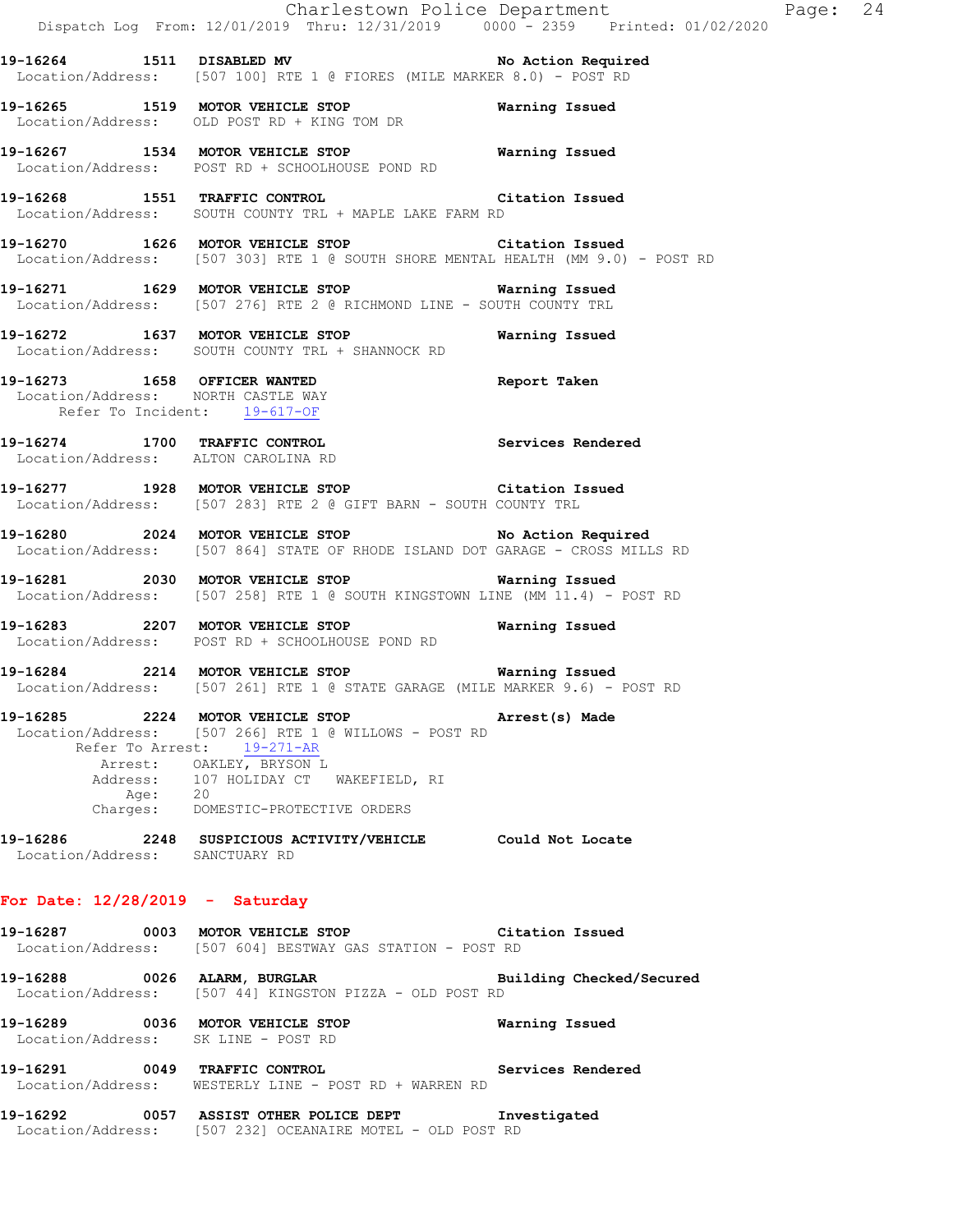19-16264 1511 **DISABLED MV** **No Action Required**
Location/Address: [507 100] RTE 1 @ FIORES (MILE MARKER 8.0) - POST RD

19-16265 1519 **MOTOR VEHICLE STOP** **Warning Issued**
Location/Address: OLD POST RD + KING TOM DR

19-16267 1534 **MOTOR VEHICLE STOP** **Warning Issued**
Location/Address: POST RD + SCHOOLHOUSE POND RD

19-16268 1551 **TRAFFIC CONTROL** **Citation Issued**
Location/Address: SOUTH COUNTY TRL + MAPLE LAKE FARM RD

19-16270 1626 **MOTOR VEHICLE STOP** **Citation Issued**
Location/Address: [507 303] RTE 1 @ SOUTH SHORE MENTAL HEALTH (MM 9.0) - POST RD

19-16271 1629 **MOTOR VEHICLE STOP** **Warning Issued**
Location/Address: [507 276] RTE 2 @ RICHMOND LINE - SOUTH COUNTY TRL

19-16272 1637 **MOTOR VEHICLE STOP** **Warning Issued**
Location/Address: SOUTH COUNTY TRL + SHANNOCK RD

19-16273 1658 **OFFICER WANTED** **Report Taken**
Location/Address: NORTH CASTLE WAY
Refer To Incident: 19-617-OF

19-16274 1700 **TRAFFIC CONTROL** **Services Rendered**
Location/Address: ALTON CAROLINA RD

19-16277 1928 **MOTOR VEHICLE STOP** **Citation Issued**
Location/Address: [507 283] RTE 2 @ GIFT BARN - SOUTH COUNTY TRL

19-16280 2024 **MOTOR VEHICLE STOP** **No Action Required**
Location/Address: [507 864] STATE OF RHODE ISLAND DOT GARAGE - CROSS MILLS RD

19-16281 2030 **MOTOR VEHICLE STOP** **Warning Issued**
Location/Address: [507 258] RTE 1 @ SOUTH KINGSTOWN LINE (MM 11.4) - POST RD

19-16283 2207 **MOTOR VEHICLE STOP** **Warning Issued**
Location/Address: POST RD + SCHOOLHOUSE POND RD

19-16284 2214 **MOTOR VEHICLE STOP** **Warning Issued**
Location/Address: [507 261] RTE 1 @ STATE GARAGE (MILE MARKER 9.6) - POST RD

19-16285 2224 **MOTOR VEHICLE STOP** **Arrest(s) Made**
Location/Address: [507 266] RTE 1 @ WILLOWS - POST RD
Refer To Arrest: 19-271-AR
Arrest: OAKLEY, BRYSON L
Address: 107 HOLIDAY CT WAKEFIELD, RI
Age: 20
Charges: DOMESTIC-PROTECTIVE ORDERS

19-16286 2248 **SUSPICIOUS ACTIVITY/VEHICLE** **Could Not Locate**
Location/Address: SANCTUARY RD

## For Date: 12/28/2019 - Saturday

19-16287 0003 **MOTOR VEHICLE STOP** **Citation Issued**
Location/Address: [507 604] BESTWAY GAS STATION - POST RD

19-16288 0026 **ALARM, BURGLAR** **Building Checked/Secured**
Location/Address: [507 44] KINGSTON PIZZA - OLD POST RD

19-16289 0036 **MOTOR VEHICLE STOP** **Warning Issued**
Location/Address: SK LINE - POST RD

19-16291 0049 **TRAFFIC CONTROL** **Services Rendered**
Location/Address: WESTERLY LINE - POST RD + WARREN RD

19-16292 0057 **ASSIST OTHER POLICE DEPT** **Investigated**
Location/Address: [507 232] OCEANAIRE MOTEL - OLD POST RD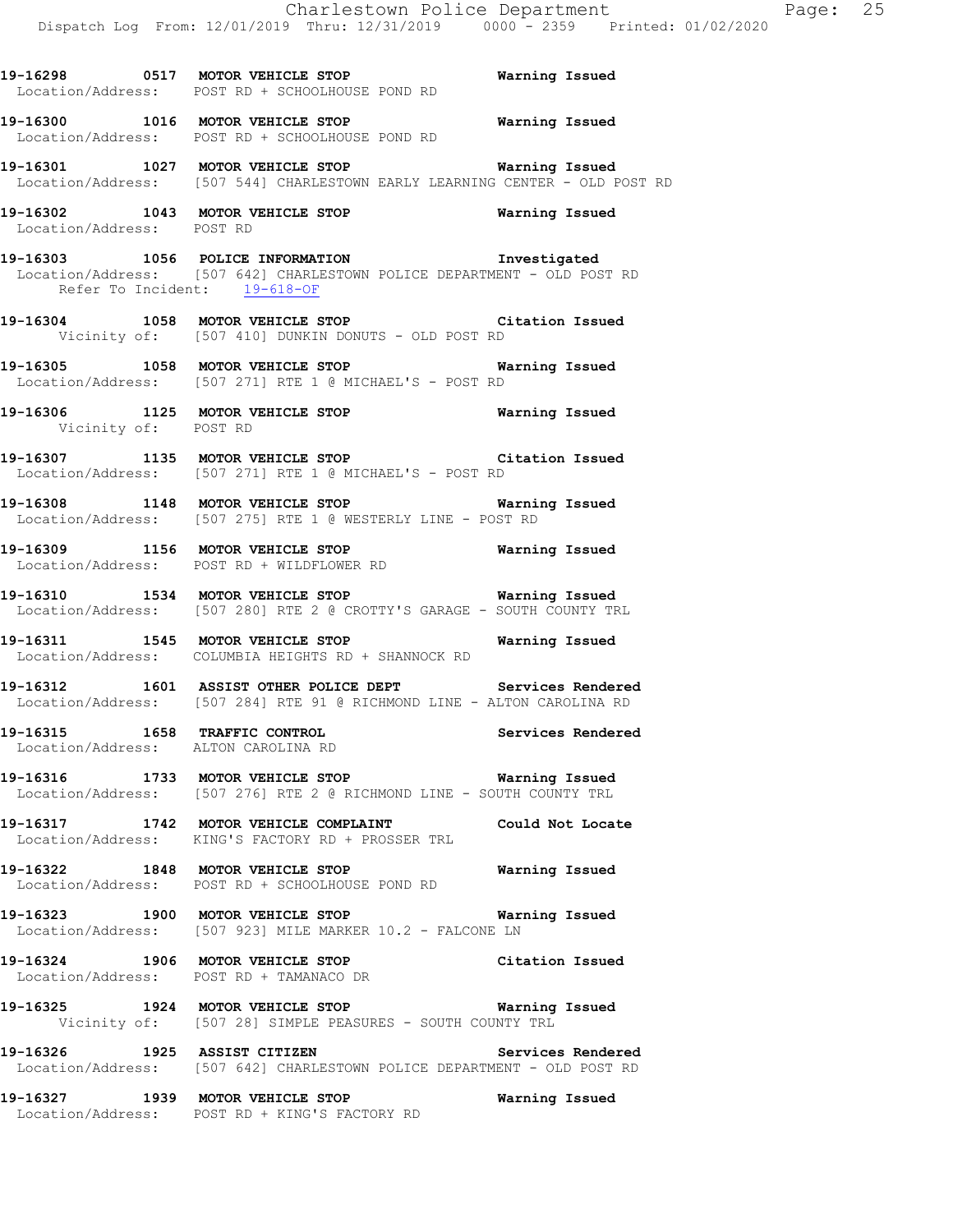**19-16298 0517 MOTOR VEHICLE STOP Warning Issued**
Location/Address: POST RD + SCHOOLHOUSE POND RD

**19-16300 1016 MOTOR VEHICLE STOP Warning Issued**
Location/Address: POST RD + SCHOOLHOUSE POND RD

**19-16301 1027 MOTOR VEHICLE STOP Warning Issued**
Location/Address: [507 544] CHARLESTOWN EARLY LEARNING CENTER - OLD POST RD

**19-16302 1043 MOTOR VEHICLE STOP Warning Issued**
Location/Address: POST RD

**19-16303 1056 POLICE INFORMATION Investigated**
Location/Address: [507 642] CHARLESTOWN POLICE DEPARTMENT - OLD POST RD
Refer To Incident: 19-618-OF

**19-16304 1058 MOTOR VEHICLE STOP Citation Issued**
Vicinity of: [507 410] DUNKIN DONUTS - OLD POST RD

**19-16305 1058 MOTOR VEHICLE STOP Warning Issued**
Location/Address: [507 271] RTE 1 @ MICHAEL'S - POST RD

**19-16306 1125 MOTOR VEHICLE STOP Warning Issued**
Vicinity of: POST RD

**19-16307 1135 MOTOR VEHICLE STOP Citation Issued**
Location/Address: [507 271] RTE 1 @ MICHAEL'S - POST RD

**19-16308 1148 MOTOR VEHICLE STOP Warning Issued**
Location/Address: [507 275] RTE 1 @ WESTERLY LINE - POST RD

**19-16309 1156 MOTOR VEHICLE STOP Warning Issued**
Location/Address: POST RD + WILDFLOWER RD

**19-16310 1534 MOTOR VEHICLE STOP Warning Issued**
Location/Address: [507 280] RTE 2 @ CROTTY'S GARAGE - SOUTH COUNTY TRL

**19-16311 1545 MOTOR VEHICLE STOP Warning Issued**
Location/Address: COLUMBIA HEIGHTS RD + SHANNOCK RD

**19-16312 1601 ASSIST OTHER POLICE DEPT Services Rendered**
Location/Address: [507 284] RTE 91 @ RICHMOND LINE - ALTON CAROLINA RD

**19-16315 1658 TRAFFIC CONTROL Services Rendered**
Location/Address: ALTON CAROLINA RD

**19-16316 1733 MOTOR VEHICLE STOP Warning Issued**
Location/Address: [507 276] RTE 2 @ RICHMOND LINE - SOUTH COUNTY TRL

**19-16317 1742 MOTOR VEHICLE COMPLAINT Could Not Locate**
Location/Address: KING'S FACTORY RD + PROSSER TRL

**19-16322 1848 MOTOR VEHICLE STOP Warning Issued**
Location/Address: POST RD + SCHOOLHOUSE POND RD

**19-16323 1900 MOTOR VEHICLE STOP Warning Issued**
Location/Address: [507 923] MILE MARKER 10.2 - FALCONE LN

**19-16324 1906 MOTOR VEHICLE STOP Citation Issued**
Location/Address: POST RD + TAMANACO DR

**19-16325 1924 MOTOR VEHICLE STOP Warning Issued**
Vicinity of: [507 28] SIMPLE PEASURES - SOUTH COUNTY TRL

**19-16326 1925 ASSIST CITIZEN Services Rendered**
Location/Address: [507 642] CHARLESTOWN POLICE DEPARTMENT - OLD POST RD

**19-16327 1939 MOTOR VEHICLE STOP Warning Issued**
Location/Address: POST RD + KING'S FACTORY RD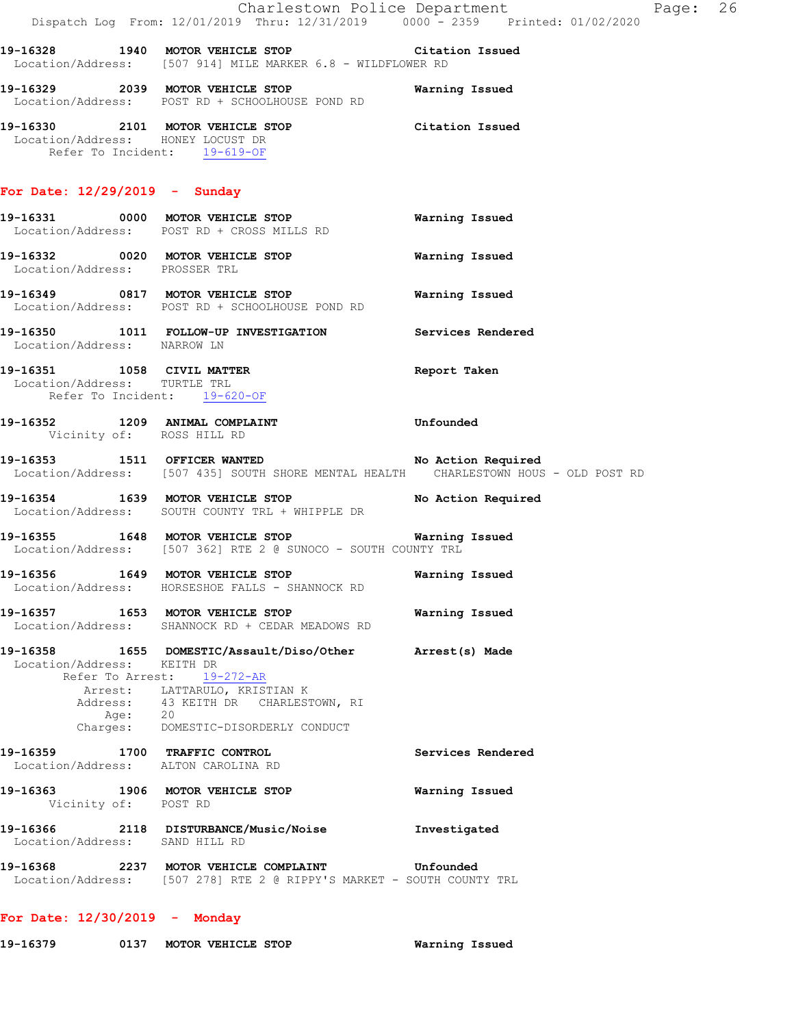19-16328 1940 MOTOR VEHICLE STOP Citation Issued
Location/Address: [507 914] MILE MARKER 6.8 - WILDFLOWER RD

19-16329 2039 MOTOR VEHICLE STOP Warning Issued
Location/Address: POST RD + SCHOOLHOUSE POND RD

19-16330 2101 MOTOR VEHICLE STOP Citation Issued
Location/Address: HONEY LOCUST DR
Refer To Incident: 19-619-OF

## For Date: 12/29/2019 - Sunday

19-16331 0000 MOTOR VEHICLE STOP Warning Issued
Location/Address: POST RD + CROSS MILLS RD

19-16332 0020 MOTOR VEHICLE STOP Warning Issued
Location/Address: PROSSER TRL

19-16349 0817 MOTOR VEHICLE STOP Warning Issued
Location/Address: POST RD + SCHOOLHOUSE POND RD

19-16350 1011 FOLLOW-UP INVESTIGATION Services Rendered
Location/Address: NARROW LN

19-16351 1058 CIVIL MATTER Report Taken
Location/Address: TURTLE TRL
Refer To Incident: 19-620-OF

19-16352 1209 ANIMAL COMPLAINT Unfounded
Vicinity of: ROSS HILL RD

19-16353 1511 OFFICER WANTED No Action Required
Location/Address: [507 435] SOUTH SHORE MENTAL HEALTH CHARLESTOWN HOUS - OLD POST RD

19-16354 1639 MOTOR VEHICLE STOP No Action Required
Location/Address: SOUTH COUNTY TRL + WHIPPLE DR

19-16355 1648 MOTOR VEHICLE STOP Warning Issued
Location/Address: [507 362] RTE 2 @ SUNOCO - SOUTH COUNTY TRL

19-16356 1649 MOTOR VEHICLE STOP Warning Issued
Location/Address: HORSESHOE FALLS - SHANNOCK RD

19-16357 1653 MOTOR VEHICLE STOP Warning Issued
Location/Address: SHANNOCK RD + CEDAR MEADOWS RD

19-16358 1655 DOMESTIC/Assault/Diso/Other Arrest(s) Made
Location/Address: KEITH DR
Refer To Arrest: 19-272-AR
Arrest: LATTARULO, KRISTIAN K
Address: 43 KEITH DR CHARLESTOWN, RI
Age: 20
Charges: DOMESTIC-DISORDERLY CONDUCT

19-16359 1700 TRAFFIC CONTROL Services Rendered
Location/Address: ALTON CAROLINA RD

19-16363 1906 MOTOR VEHICLE STOP Warning Issued
Vicinity of: POST RD

19-16366 2118 DISTURBANCE/Music/Noise Investigated
Location/Address: SAND HILL RD

19-16368 2237 MOTOR VEHICLE COMPLAINT Unfounded
Location/Address: [507 278] RTE 2 @ RIPPY'S MARKET - SOUTH COUNTY TRL

## For Date: 12/30/2019 - Monday

19-16379 0137 MOTOR VEHICLE STOP Warning Issued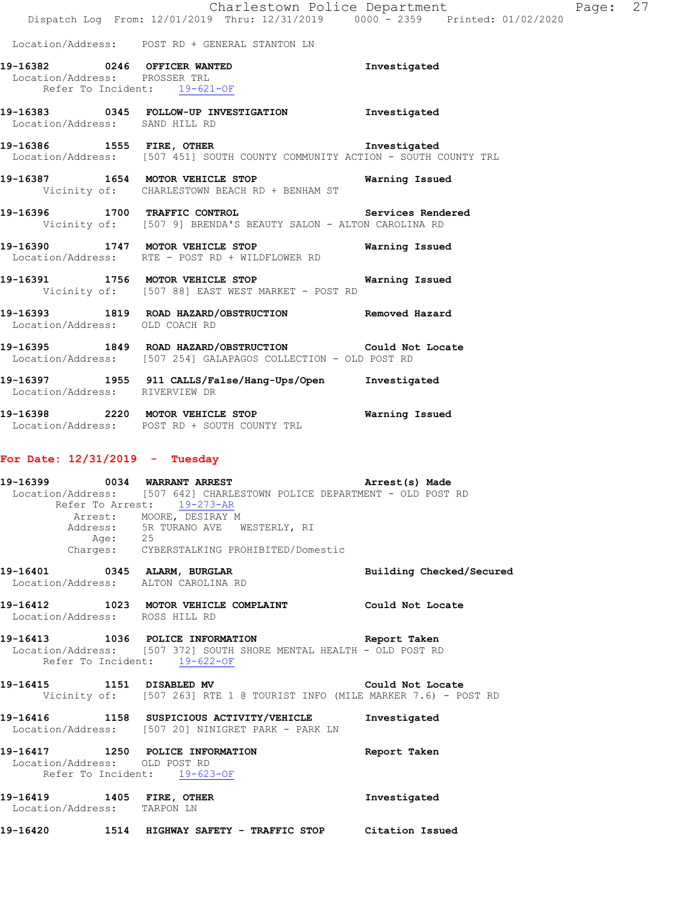Location/Address: POST RD + GENERAL STANTON LN

**19-16382 0246 OFFICER WANTED** Investigated
Location/Address: PROSSER TRL
Refer To Incident: 19-621-OF

**19-16383 0345 FOLLOW-UP INVESTIGATION** Investigated
Location/Address: SAND HILL RD

**19-16386 1555 FIRE, OTHER** Investigated
Location/Address: [507 451] SOUTH COUNTY COMMUNITY ACTION - SOUTH COUNTY TRL

**19-16387 1654 MOTOR VEHICLE STOP** Warning Issued
Vicinity of: CHARLESTOWN BEACH RD + BENHAM ST

**19-16396 1700 TRAFFIC CONTROL** Services Rendered
Vicinity of: [507 9] BRENDA'S BEAUTY SALON - ALTON CAROLINA RD

**19-16390 1747 MOTOR VEHICLE STOP** Warning Issued
Location/Address: RTE - POST RD + WILDFLOWER RD

**19-16391 1756 MOTOR VEHICLE STOP** Warning Issued
Vicinity of: [507 88] EAST WEST MARKET - POST RD

**19-16393 1819 ROAD HAZARD/OBSTRUCTION** Removed Hazard
Location/Address: OLD COACH RD

**19-16395 1849 ROAD HAZARD/OBSTRUCTION** Could Not Locate
Location/Address: [507 254] GALAPAGOS COLLECTION - OLD POST RD

**19-16397 1955 911 CALLS/False/Hang-Ups/Open** Investigated
Location/Address: RIVERVIEW DR

**19-16398 2220 MOTOR VEHICLE STOP** Warning Issued
Location/Address: POST RD + SOUTH COUNTY TRL

## For Date: 12/31/2019 - Tuesday

**19-16399 0034 WARRANT ARREST** Arrest(s) Made
Location/Address: [507 642] CHARLESTOWN POLICE DEPARTMENT - OLD POST RD
Refer To Arrest: 19-273-AR
Arrest: MOORE, DESIRAY M
Address: 5R TURANO AVE WESTERLY, RI
Age: 25
Charges: CYBERSTALKING PROHIBITED/Domestic

**19-16401 0345 ALARM, BURGLAR** Building Checked/Secured
Location/Address: ALTON CAROLINA RD

**19-16412 1023 MOTOR VEHICLE COMPLAINT** Could Not Locate
Location/Address: ROSS HILL RD

**19-16413 1036 POLICE INFORMATION** Report Taken
Location/Address: [507 372] SOUTH SHORE MENTAL HEALTH - OLD POST RD
Refer To Incident: 19-622-OF

**19-16415 1151 DISABLED MV** Could Not Locate
Vicinity of: [507 263] RTE 1 @ TOURIST INFO (MILE MARKER 7.6) - POST RD

**19-16416 1158 SUSPICIOUS ACTIVITY/VEHICLE** Investigated
Location/Address: [507 20] NINIGRET PARK - PARK LN

**19-16417 1250 POLICE INFORMATION** Report Taken
Location/Address: OLD POST RD
Refer To Incident: 19-623-OF

**19-16419 1405 FIRE, OTHER** Investigated
Location/Address: TARPON LN

**19-16420 1514 HIGHWAY SAFETY - TRAFFIC STOP** Citation Issued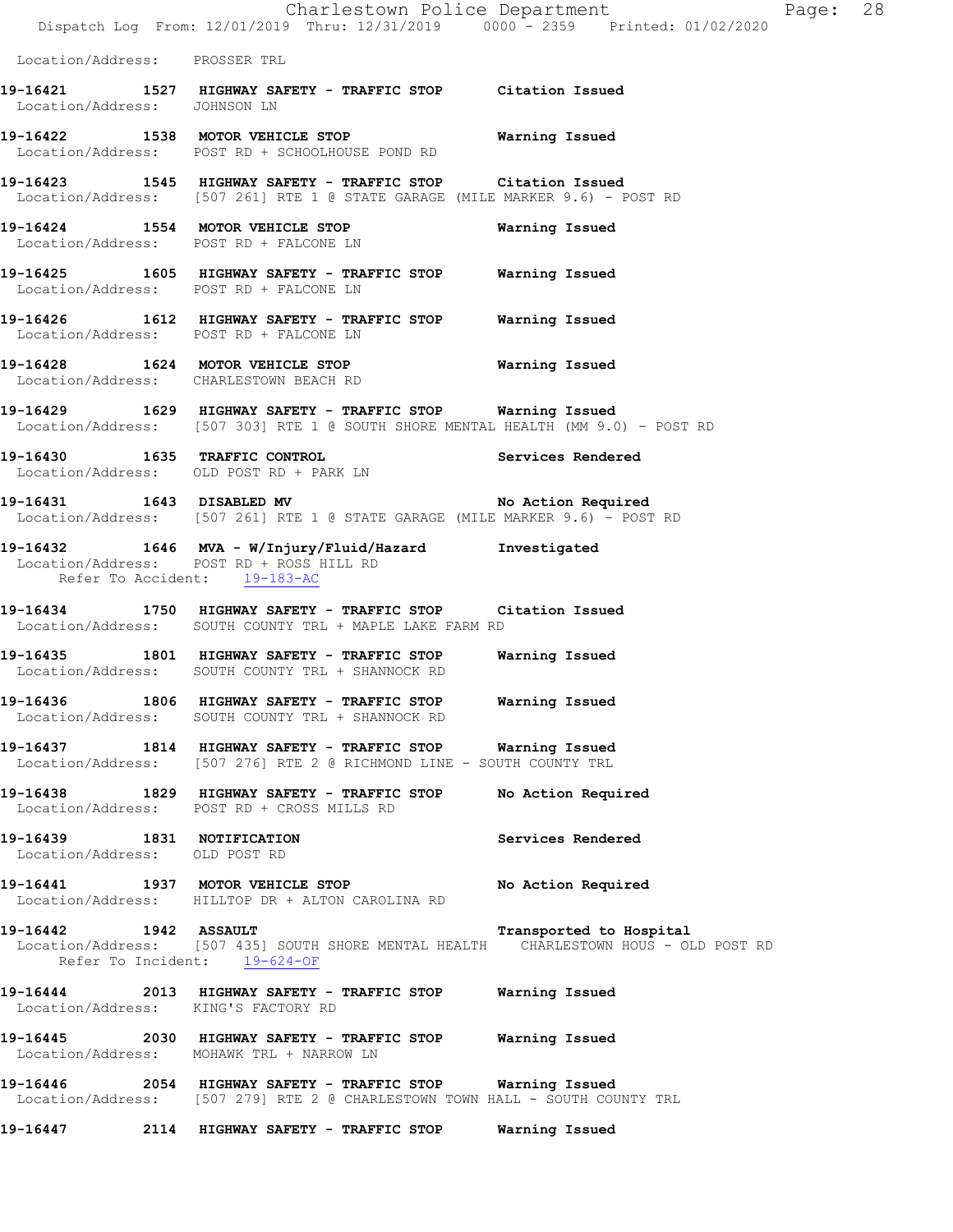Location/Address: PROSSER TRL

**19-16421 1527 HIGHWAY SAFETY - TRAFFIC STOP Citation Issued**
Location/Address: JOHNSON LN

**19-16422 1538 MOTOR VEHICLE STOP Warning Issued**
Location/Address: POST RD + SCHOOLHOUSE POND RD

**19-16423 1545 HIGHWAY SAFETY - TRAFFIC STOP Citation Issued**
Location/Address: [507 261] RTE 1 @ STATE GARAGE (MILE MARKER 9.6) - POST RD

**19-16424 1554 MOTOR VEHICLE STOP Warning Issued**
Location/Address: POST RD + FALCONE LN

**19-16425 1605 HIGHWAY SAFETY - TRAFFIC STOP Warning Issued**
Location/Address: POST RD + FALCONE LN

**19-16426 1612 HIGHWAY SAFETY - TRAFFIC STOP Warning Issued**
Location/Address: POST RD + FALCONE LN

**19-16428 1624 MOTOR VEHICLE STOP Warning Issued**
Location/Address: CHARLESTOWN BEACH RD

**19-16429 1629 HIGHWAY SAFETY - TRAFFIC STOP Warning Issued**
Location/Address: [507 303] RTE 1 @ SOUTH SHORE MENTAL HEALTH (MM 9.0) - POST RD

**19-16430 1635 TRAFFIC CONTROL Services Rendered**
Location/Address: OLD POST RD + PARK LN

**19-16431 1643 DISABLED MV No Action Required**
Location/Address: [507 261] RTE 1 @ STATE GARAGE (MILE MARKER 9.6) - POST RD

**19-16432 1646 MVA - W/Injury/Fluid/Hazard Investigated**
Location/Address: POST RD + ROSS HILL RD
Refer To Accident: 19-183-AC

**19-16434 1750 HIGHWAY SAFETY - TRAFFIC STOP Citation Issued**
Location/Address: SOUTH COUNTY TRL + MAPLE LAKE FARM RD

**19-16435 1801 HIGHWAY SAFETY - TRAFFIC STOP Warning Issued**
Location/Address: SOUTH COUNTY TRL + SHANNOCK RD

**19-16436 1806 HIGHWAY SAFETY - TRAFFIC STOP Warning Issued**
Location/Address: SOUTH COUNTY TRL + SHANNOCK RD

**19-16437 1814 HIGHWAY SAFETY - TRAFFIC STOP Warning Issued**
Location/Address: [507 276] RTE 2 @ RICHMOND LINE - SOUTH COUNTY TRL

**19-16438 1829 HIGHWAY SAFETY - TRAFFIC STOP No Action Required**
Location/Address: POST RD + CROSS MILLS RD

**19-16439 1831 NOTIFICATION Services Rendered**
Location/Address: OLD POST RD

**19-16441 1937 MOTOR VEHICLE STOP No Action Required**
Location/Address: HILLTOP DR + ALTON CAROLINA RD

**19-16442 1942 ASSAULT Transported to Hospital**
Location/Address: [507 435] SOUTH SHORE MENTAL HEALTH CHARLESTOWN HOUS - OLD POST RD
Refer To Incident: 19-624-OF

**19-16444 2013 HIGHWAY SAFETY - TRAFFIC STOP Warning Issued**
Location/Address: KING'S FACTORY RD

**19-16445 2030 HIGHWAY SAFETY - TRAFFIC STOP Warning Issued**
Location/Address: MOHAWK TRL + NARROW LN

**19-16446 2054 HIGHWAY SAFETY - TRAFFIC STOP Warning Issued**
Location/Address: [507 279] RTE 2 @ CHARLESTOWN TOWN HALL - SOUTH COUNTY TRL

**19-16447 2114 HIGHWAY SAFETY - TRAFFIC STOP Warning Issued**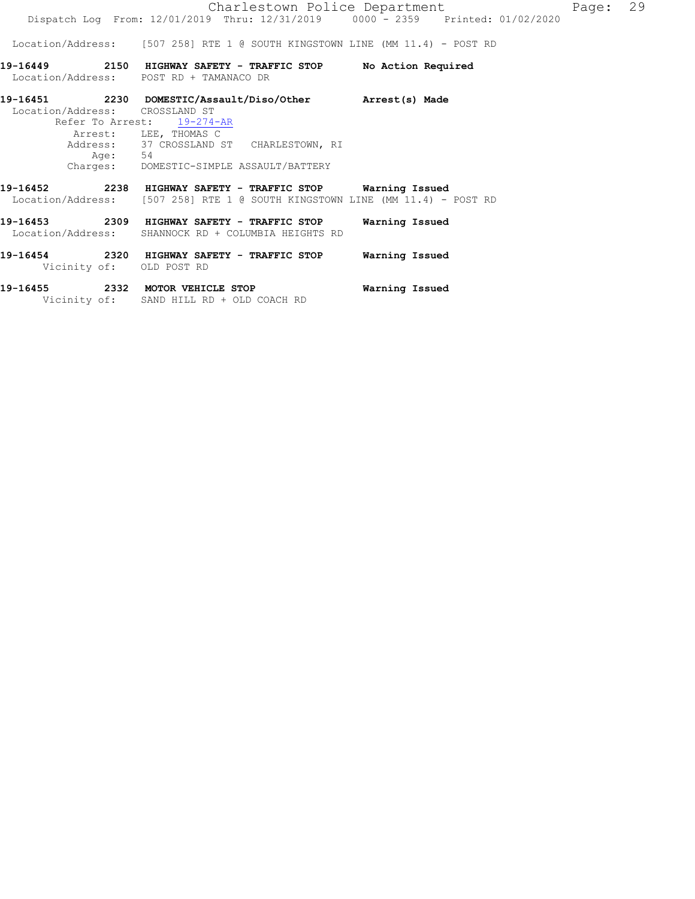Location/Address: [507 258] RTE 1 @ SOUTH KINGSTOWN LINE (MM 11.4) - POST RD

**19-16449 2150 HIGHWAY SAFETY - TRAFFIC STOP No Action Required**
Location/Address: POST RD + TAMANACO DR

**19-16451 2230 DOMESTIC/Assault/Diso/Other Arrest(s) Made**
Location/Address: CROSSLAND ST
Refer To Arrest: 19-274-AR
Arrest: LEE, THOMAS C
Address: 37 CROSSLAND ST CHARLESTOWN, RI
Age: 54
Charges: DOMESTIC-SIMPLE ASSAULT/BATTERY

**19-16452 2238 HIGHWAY SAFETY - TRAFFIC STOP Warning Issued**
Location/Address: [507 258] RTE 1 @ SOUTH KINGSTOWN LINE (MM 11.4) - POST RD

**19-16453 2309 HIGHWAY SAFETY - TRAFFIC STOP Warning Issued**
Location/Address: SHANNOCK RD + COLUMBIA HEIGHTS RD

**19-16454 2320 HIGHWAY SAFETY - TRAFFIC STOP Warning Issued**
Vicinity of: OLD POST RD

**19-16455 2332 MOTOR VEHICLE STOP Warning Issued**
Vicinity of: SAND HILL RD + OLD COACH RD